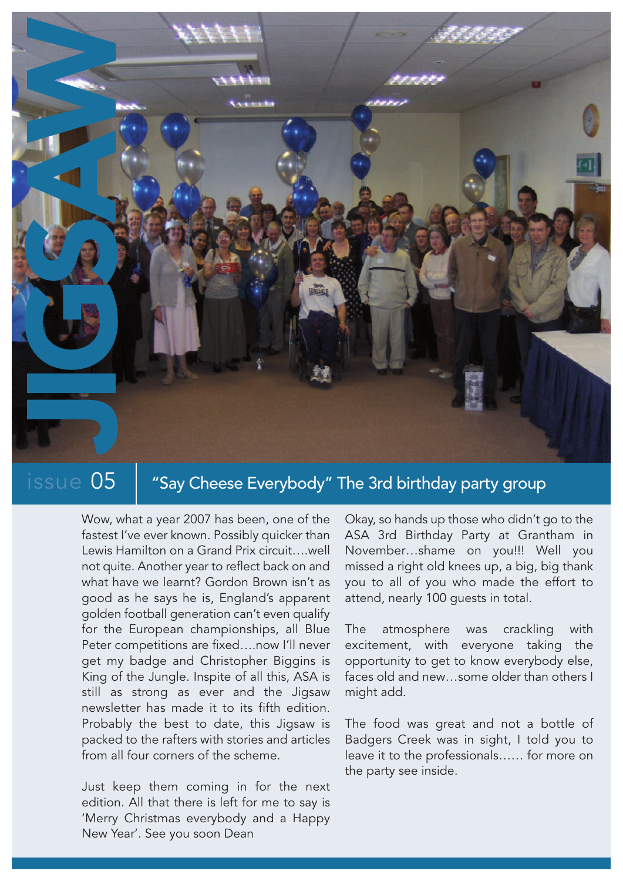# JIGSAW

issue 05

## "Say Cheese Everybody" The 3rd birthday party group

Wow, what a year 2007 has been, one of the fastest I've ever known. Possibly quicker than Lewis Hamilton on a Grand Prix circuit….well not quite. Another year to reflect back on and what have we learnt? Gordon Brown isn't as good as he says he is, England's apparent golden football generation can't even qualify for the European championships, all Blue Peter competitions are fixed….now I'll never get my badge and Christopher Biggins is King of the Jungle. Inspite of all this, ASA is still as strong as ever and the Jigsaw newsletter has made it to its fifth edition. Probably the best to date, this Jigsaw is packed to the rafters with stories and articles from all four corners of the scheme.

Just keep them coming in for the next edition. All that there is left for me to say is 'Merry Christmas everybody and a Happy New Year'. See you soon Dean

Okay, so hands up those who didn't go to the ASA 3rd Birthday Party at Grantham in November…shame on you!!! Well you missed a right old knees up, a big, big thank you to all of you who made the effort to attend, nearly 100 guests in total.

The atmosphere was crackling with excitement, with everyone taking the opportunity to get to know everybody else, faces old and new…some older than others I might add.

The food was great and not a bottle of Badgers Creek was in sight, I told you to leave it to the professionals…… for more on the party see inside.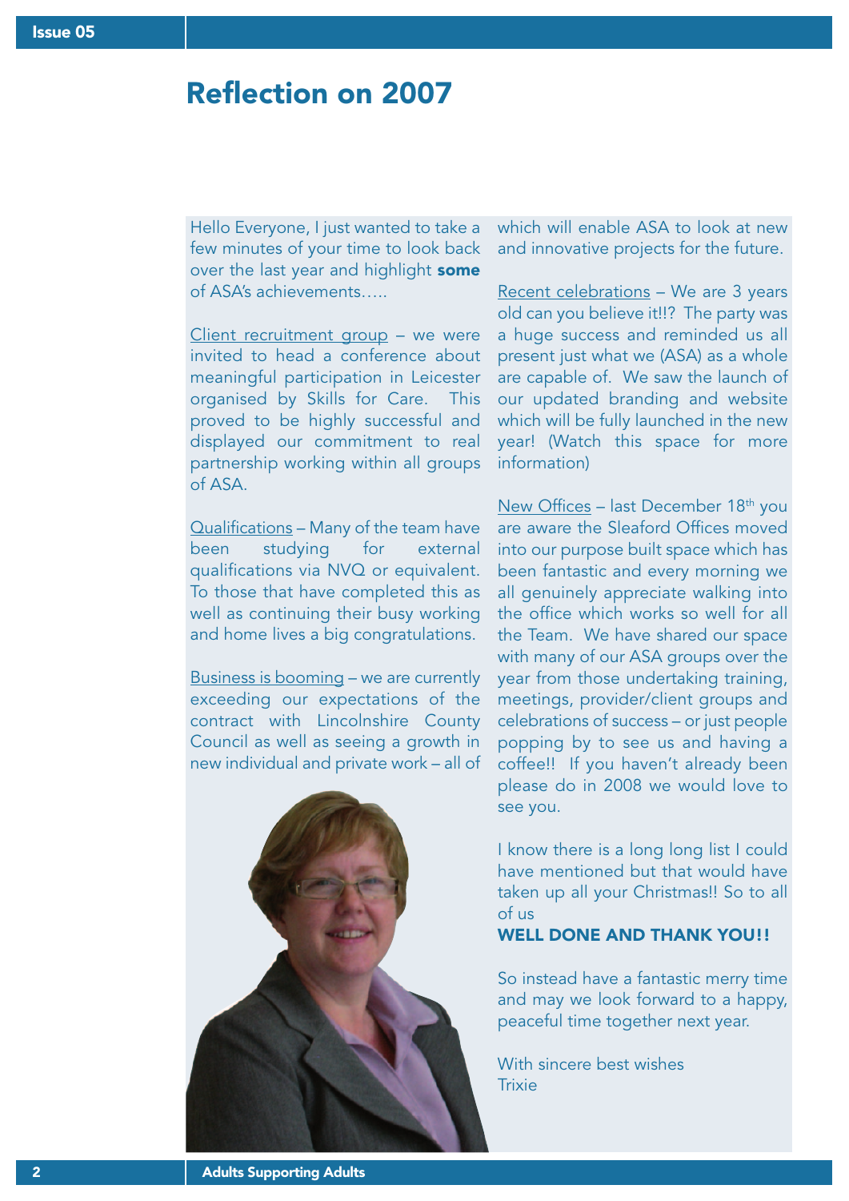# Reflection on 2007

Hello Everyone, I just wanted to take a few minutes of your time to look back over the last year and highlight **some** of ASA's achievements…..

Client recruitment group – we were invited to head a conference about meaningful participation in Leicester organised by Skills for Care. This proved to be highly successful and displayed our commitment to real partnership working within all groups of ASA.

Qualifications – Many of the team have been studying for external qualifications via NVQ or equivalent. To those that have completed this as well as continuing their busy working and home lives a big congratulations.

Business is booming – we are currently exceeding our expectations of the contract with Lincolnshire County Council as well as seeing a growth in new individual and private work – all of which will enable ASA to look at new and innovative projects for the future.

Recent celebrations – We are 3 years old can you believe it!!? The party was a huge success and reminded us all present just what we (ASA) as a whole are capable of. We saw the launch of our updated branding and website which will be fully launched in the new year! (Watch this space for more information)

New Offices – last December 18th you are aware the Sleaford Offices moved into our purpose built space which has been fantastic and every morning we all genuinely appreciate walking into the office which works so well for all the Team. We have shared our space with many of our ASA groups over the year from those undertaking training, meetings, provider/client groups and celebrations of success – or just people popping by to see us and having a coffee!! If you haven't already been please do in 2008 we would love to see you.

I know there is a long long list I could have mentioned but that would have taken up all your Christmas!! So to all of us

**WELL DONE AND THANK YOU!!**

So instead have a fantastic merry time and may we look forward to a happy, peaceful time together next year.

With sincere best wishes
Trixie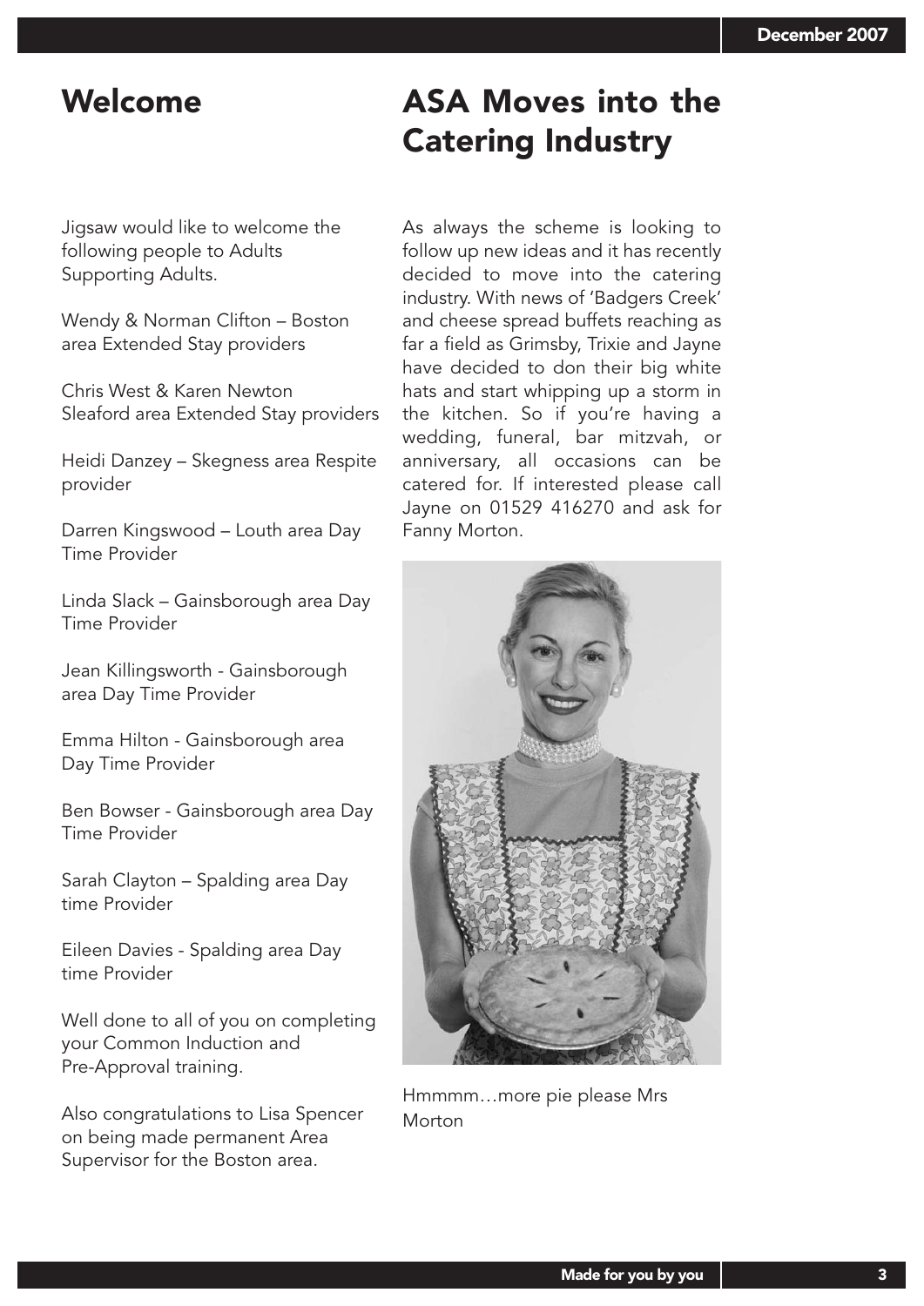# Welcome

Jigsaw would like to welcome the following people to Adults Supporting Adults.

Wendy & Norman Clifton – Boston area Extended Stay providers

Chris West & Karen Newton Sleaford area Extended Stay providers

Heidi Danzey – Skegness area Respite provider

Darren Kingswood – Louth area Day Time Provider

Linda Slack – Gainsborough area Day Time Provider

Jean Killingsworth - Gainsborough area Day Time Provider

Emma Hilton - Gainsborough area Day Time Provider

Ben Bowser - Gainsborough area Day Time Provider

Sarah Clayton – Spalding area Day time Provider

Eileen Davies - Spalding area Day time Provider

Well done to all of you on completing your Common Induction and Pre-Approval training.

Also congratulations to Lisa Spencer on being made permanent Area Supervisor for the Boston area.

# ASA Moves into the Catering Industry

As always the scheme is looking to follow up new ideas and it has recently decided to move into the catering industry. With news of 'Badgers Creek' and cheese spread buffets reaching as far a field as Grimsby, Trixie and Jayne have decided to don their big white hats and start whipping up a storm in the kitchen. So if you're having a wedding, funeral, bar mitzvah, or anniversary, all occasions can be catered for. If interested please call Jayne on 01529 416270 and ask for Fanny Morton.

Hmmmm…more pie please Mrs Morton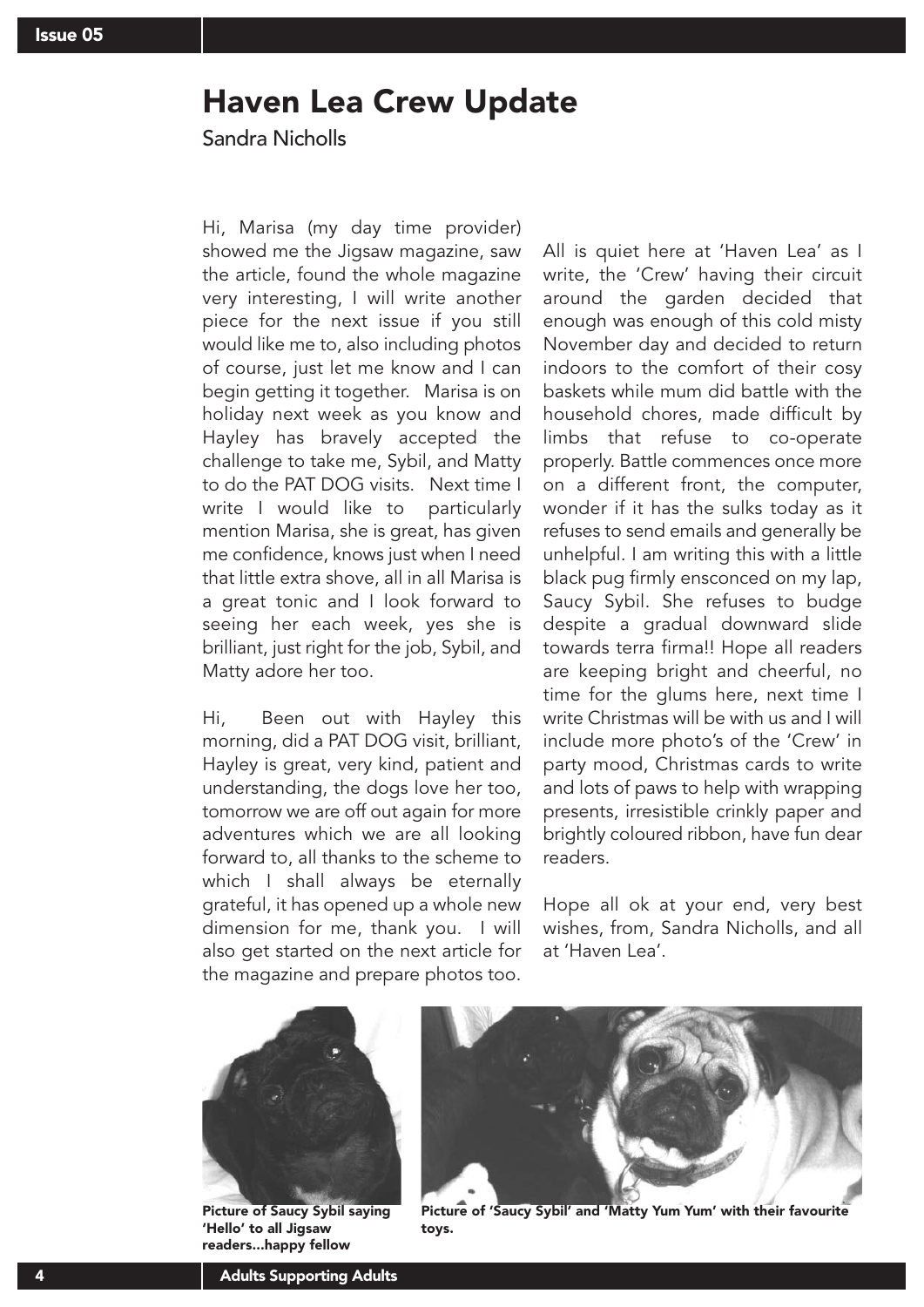# Haven Lea Crew Update

Sandra Nicholls

Hi, Marisa (my day time provider) showed me the Jigsaw magazine, saw the article, found the whole magazine very interesting, I will write another piece for the next issue if you still would like me to, also including photos of course, just let me know and I can begin getting it together. Marisa is on holiday next week as you know and Hayley has bravely accepted the challenge to take me, Sybil, and Matty to do the PAT DOG visits. Next time I write I would like to particularly mention Marisa, she is great, has given me confidence, knows just when I need that little extra shove, all in all Marisa is a great tonic and I look forward to seeing her each week, yes she is brilliant, just right for the job, Sybil, and Matty adore her too.

Hi, Been out with Hayley this morning, did a PAT DOG visit, brilliant, Hayley is great, very kind, patient and understanding, the dogs love her too, tomorrow we are off out again for more adventures which we are all looking forward to, all thanks to the scheme to which I shall always be eternally grateful, it has opened up a whole new dimension for me, thank you. I will also get started on the next article for the magazine and prepare photos too.

All is quiet here at 'Haven Lea' as I write, the 'Crew' having their circuit around the garden decided that enough was enough of this cold misty November day and decided to return indoors to the comfort of their cosy baskets while mum did battle with the household chores, made difficult by limbs that refuse to co-operate properly. Battle commences once more on a different front, the computer, wonder if it has the sulks today as it refuses to send emails and generally be unhelpful. I am writing this with a little black pug firmly ensconced on my lap, Saucy Sybil. She refuses to budge despite a gradual downward slide towards terra firma!! Hope all readers are keeping bright and cheerful, no time for the glums here, next time I write Christmas will be with us and I will include more photo's of the 'Crew' in party mood, Christmas cards to write and lots of paws to help with wrapping presents, irresistible crinkly paper and brightly coloured ribbon, have fun dear readers.

Hope all ok at your end, very best wishes, from, Sandra Nicholls, and all at 'Haven Lea'.

**Picture of Saucy Sybil saying 'Hello' to all Jigsaw readers...happy fellow**

**Picture of 'Saucy Sybil' and 'Matty Yum Yum' with their favourite toys.**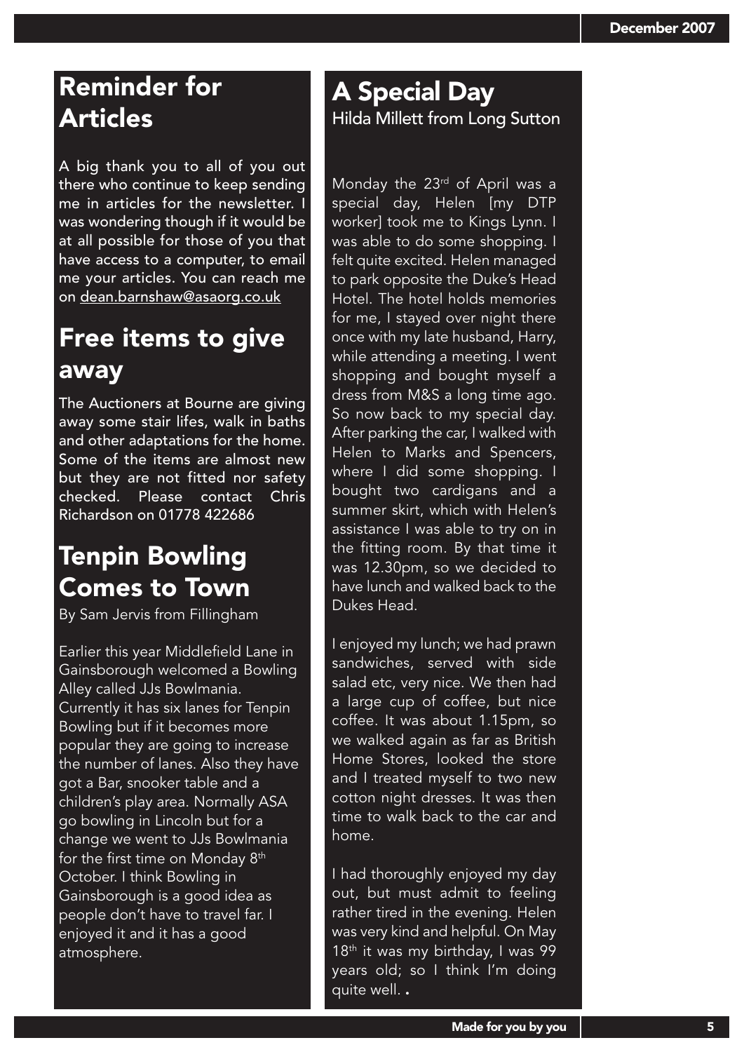## Reminder for Articles

A big thank you to all of you out there who continue to keep sending me in articles for the newsletter. I was wondering though if it would be at all possible for those of you that have access to a computer, to email me your articles. You can reach me on dean.barnshaw@asaorg.co.uk

## Free items to give away

The Auctioners at Bourne are giving away some stair lifes, walk in baths and other adaptations for the home. Some of the items are almost new but they are not fitted nor safety checked. Please contact Chris Richardson on 01778 422686

## Tenpin Bowling Comes to Town

By Sam Jervis from Fillingham

Earlier this year Middlefield Lane in Gainsborough welcomed a Bowling Alley called JJs Bowlmania. Currently it has six lanes for Tenpin Bowling but if it becomes more popular they are going to increase the number of lanes. Also they have got a Bar, snooker table and a children's play area. Normally ASA go bowling in Lincoln but for a change we went to JJs Bowlmania for the first time on Monday 8th October. I think Bowling in Gainsborough is a good idea as people don't have to travel far. I enjoyed it and it has a good atmosphere.

## A Special Day

Hilda Millett from Long Sutton

Monday the 23rd of April was a special day, Helen [my DTP worker] took me to Kings Lynn. I was able to do some shopping. I felt quite excited. Helen managed to park opposite the Duke's Head Hotel. The hotel holds memories for me, I stayed over night there once with my late husband, Harry, while attending a meeting. I went shopping and bought myself a dress from M&S a long time ago. So now back to my special day. After parking the car, I walked with Helen to Marks and Spencers, where I did some shopping. I bought two cardigans and a summer skirt, which with Helen's assistance I was able to try on in the fitting room. By that time it was 12.30pm, so we decided to have lunch and walked back to the Dukes Head.

I enjoyed my lunch; we had prawn sandwiches, served with side salad etc, very nice. We then had a large cup of coffee, but nice coffee. It was about 1.15pm, so we walked again as far as British Home Stores, looked the store and I treated myself to two new cotton night dresses. It was then time to walk back to the car and home.

I had thoroughly enjoyed my day out, but must admit to feeling rather tired in the evening. Helen was very kind and helpful. On May 18th it was my birthday, I was 99 years old; so I think I'm doing quite well.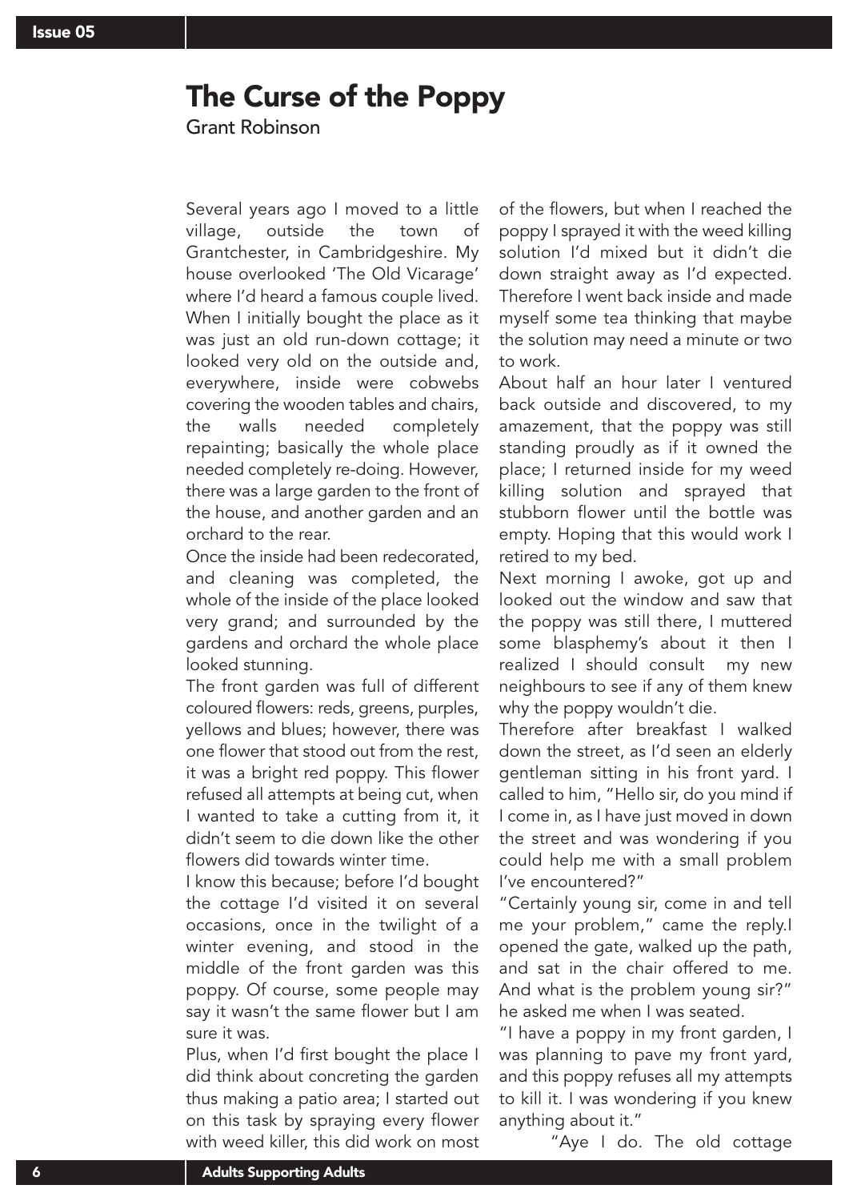# The Curse of the Poppy

Grant Robinson

Several years ago I moved to a little village, outside the town of Grantchester, in Cambridgeshire. My house overlooked 'The Old Vicarage' where I'd heard a famous couple lived. When I initially bought the place as it was just an old run-down cottage; it looked very old on the outside and, everywhere, inside were cobwebs covering the wooden tables and chairs, the walls needed completely repainting; basically the whole place needed completely re-doing. However, there was a large garden to the front of the house, and another garden and an orchard to the rear.

Once the inside had been redecorated, and cleaning was completed, the whole of the inside of the place looked very grand; and surrounded by the gardens and orchard the whole place looked stunning.

The front garden was full of different coloured flowers: reds, greens, purples, yellows and blues; however, there was one flower that stood out from the rest, it was a bright red poppy. This flower refused all attempts at being cut, when I wanted to take a cutting from it, it didn't seem to die down like the other flowers did towards winter time.

I know this because; before I'd bought the cottage I'd visited it on several occasions, once in the twilight of a winter evening, and stood in the middle of the front garden was this poppy. Of course, some people may say it wasn't the same flower but I am sure it was.

Plus, when I'd first bought the place I did think about concreting the garden thus making a patio area; I started out on this task by spraying every flower with weed killer, this did work on most of the flowers, but when I reached the poppy I sprayed it with the weed killing solution I'd mixed but it didn't die down straight away as I'd expected. Therefore I went back inside and made myself some tea thinking that maybe the solution may need a minute or two to work.

About half an hour later I ventured back outside and discovered, to my amazement, that the poppy was still standing proudly as if it owned the place; I returned inside for my weed killing solution and sprayed that stubborn flower until the bottle was empty. Hoping that this would work I retired to my bed.

Next morning I awoke, got up and looked out the window and saw that the poppy was still there, I muttered some blasphemy's about it then I realized I should consult my new neighbours to see if any of them knew why the poppy wouldn't die.

Therefore after breakfast I walked down the street, as I'd seen an elderly gentleman sitting in his front yard. I called to him, "Hello sir, do you mind if I come in, as I have just moved in down the street and was wondering if you could help me with a small problem I've encountered?"

"Certainly young sir, come in and tell me your problem," came the reply.I opened the gate, walked up the path, and sat in the chair offered to me. And what is the problem young sir?" he asked me when I was seated.

"I have a poppy in my front garden, I was planning to pave my front yard, and this poppy refuses all my attempts to kill it. I was wondering if you knew anything about it."

"Aye I do. The old cottage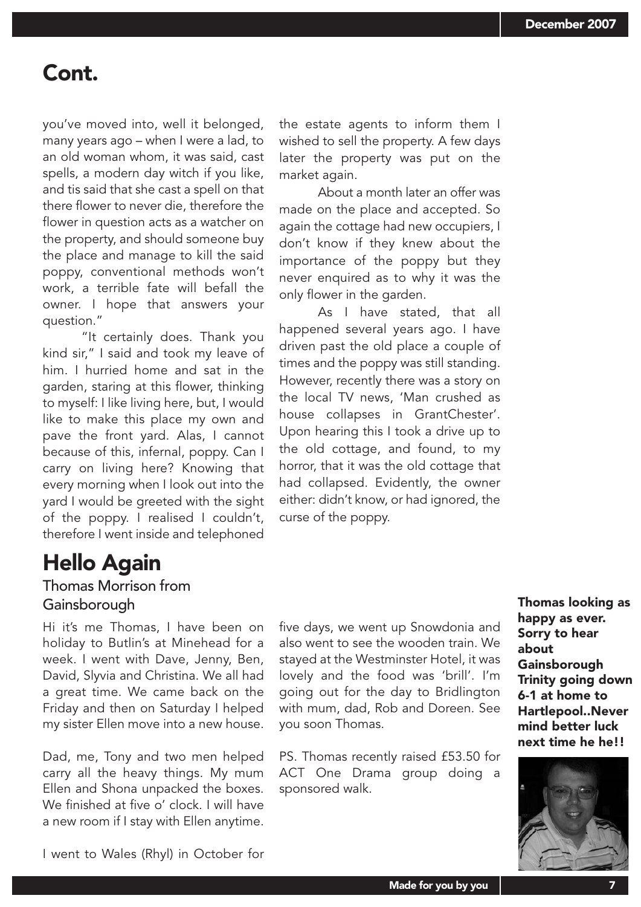# Cont.

you've moved into, well it belonged, many years ago – when I were a lad, to an old woman whom, it was said, cast spells, a modern day witch if you like, and tis said that she cast a spell on that there flower to never die, therefore the flower in question acts as a watcher on the property, and should someone buy the place and manage to kill the said poppy, conventional methods won't work, a terrible fate will befall the owner. I hope that answers your question."

"It certainly does. Thank you kind sir," I said and took my leave of him. I hurried home and sat in the garden, staring at this flower, thinking to myself: I like living here, but, I would like to make this place my own and pave the front yard. Alas, I cannot because of this, infernal, poppy. Can I carry on living here? Knowing that every morning when I look out into the yard I would be greeted with the sight of the poppy. I realised I couldn't, therefore I went inside and telephoned the estate agents to inform them I wished to sell the property. A few days later the property was put on the market again.

About a month later an offer was made on the place and accepted. So again the cottage had new occupiers, I don't know if they knew about the importance of the poppy but they never enquired as to why it was the only flower in the garden.

As I have stated, that all happened several years ago. I have driven past the old place a couple of times and the poppy was still standing. However, recently there was a story on the local TV news, 'Man crushed as house collapses in GrantChester'. Upon hearing this I took a drive up to the old cottage, and found, to my horror, that it was the old cottage that had collapsed. Evidently, the owner either: didn't know, or had ignored, the curse of the poppy.

# Hello Again

## Thomas Morrison from Gainsborough

Hi it's me Thomas, I have been on holiday to Butlin's at Minehead for a week. I went with Dave, Jenny, Ben, David, Slyvia and Christina. We all had a great time. We came back on the Friday and then on Saturday I helped my sister Ellen move into a new house.

Dad, me, Tony and two men helped carry all the heavy things. My mum Ellen and Shona unpacked the boxes. We finished at five o' clock. I will have a new room if I stay with Ellen anytime.

I went to Wales (Rhyl) in October for five days, we went up Snowdonia and also went to see the wooden train. We stayed at the Westminster Hotel, it was lovely and the food was 'brill'. I'm going out for the day to Bridlington with mum, dad, Rob and Doreen. See you soon Thomas.

PS. Thomas recently raised £53.50 for ACT One Drama group doing a sponsored walk.

**Thomas looking as happy as ever. Sorry to hear about Gainsborough Trinity going down 6-1 at home to Hartlepool..Never mind better luck next time he he!!**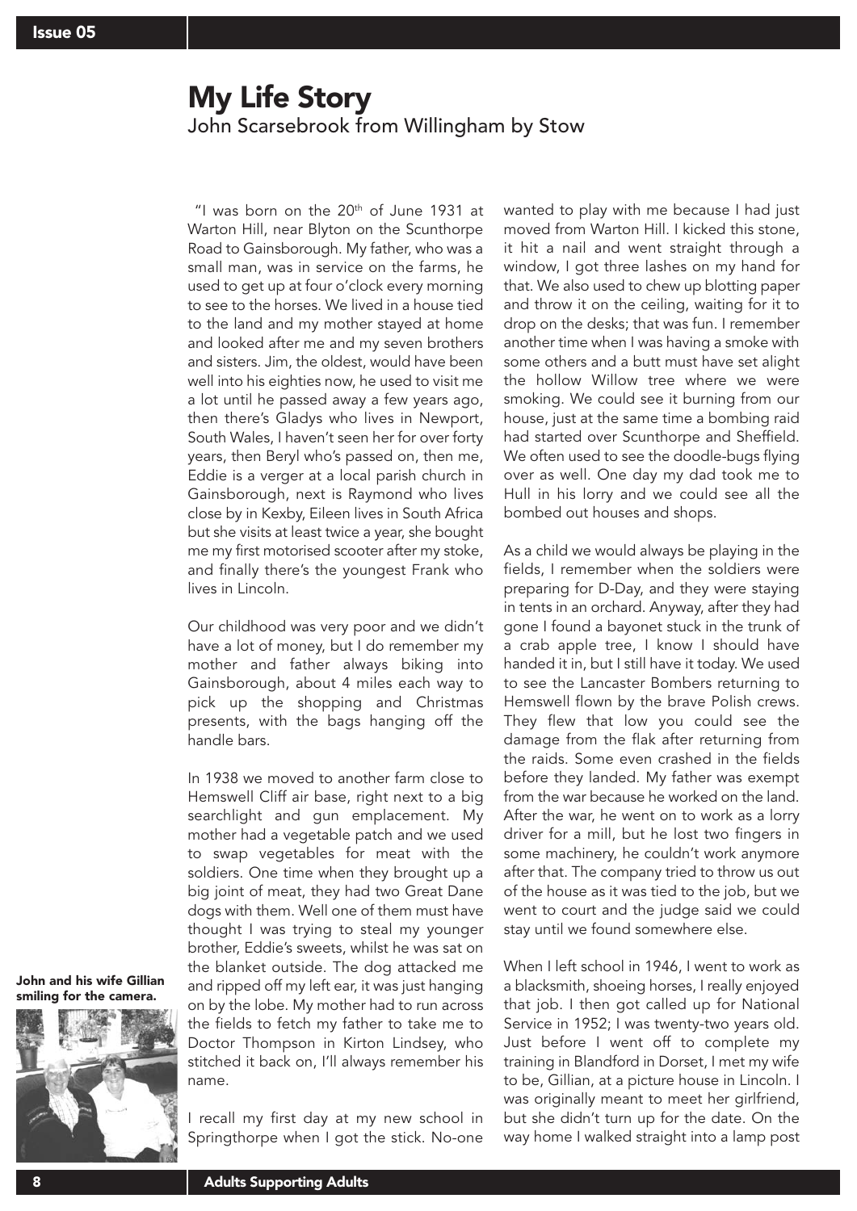# My Life Story

John Scarsebrook from Willingham by Stow

"I was born on the 20th of June 1931 at Warton Hill, near Blyton on the Scunthorpe Road to Gainsborough. My father, who was a small man, was in service on the farms, he used to get up at four o'clock every morning to see to the horses. We lived in a house tied to the land and my mother stayed at home and looked after me and my seven brothers and sisters. Jim, the oldest, would have been well into his eighties now, he used to visit me a lot until he passed away a few years ago, then there's Gladys who lives in Newport, South Wales, I haven't seen her for over forty years, then Beryl who's passed on, then me, Eddie is a verger at a local parish church in Gainsborough, next is Raymond who lives close by in Kexby, Eileen lives in South Africa but she visits at least twice a year, she bought me my first motorised scooter after my stoke, and finally there's the youngest Frank who lives in Lincoln.

Our childhood was very poor and we didn't have a lot of money, but I do remember my mother and father always biking into Gainsborough, about 4 miles each way to pick up the shopping and Christmas presents, with the bags hanging off the handle bars.

In 1938 we moved to another farm close to Hemswell Cliff air base, right next to a big searchlight and gun emplacement. My mother had a vegetable patch and we used to swap vegetables for meat with the soldiers. One time when they brought up a big joint of meat, they had two Great Dane dogs with them. Well one of them must have thought I was trying to steal my younger brother, Eddie's sweets, whilst he was sat on the blanket outside. The dog attacked me and ripped off my left ear, it was just hanging on by the lobe. My mother had to run across the fields to fetch my father to take me to Doctor Thompson in Kirton Lindsey, who stitched it back on, I'll always remember his name.

I recall my first day at my new school in Springthorpe when I got the stick. No-one wanted to play with me because I had just moved from Warton Hill. I kicked this stone, it hit a nail and went straight through a window, I got three lashes on my hand for that. We also used to chew up blotting paper and throw it on the ceiling, waiting for it to drop on the desks; that was fun. I remember another time when I was having a smoke with some others and a butt must have set alight the hollow Willow tree where we were smoking. We could see it burning from our house, just at the same time a bombing raid had started over Scunthorpe and Sheffield. We often used to see the doodle-bugs flying over as well. One day my dad took me to Hull in his lorry and we could see all the bombed out houses and shops.

As a child we would always be playing in the fields, I remember when the soldiers were preparing for D-Day, and they were staying in tents in an orchard. Anyway, after they had gone I found a bayonet stuck in the trunk of a crab apple tree, I know I should have handed it in, but I still have it today. We used to see the Lancaster Bombers returning to Hemswell flown by the brave Polish crews. They flew that low you could see the damage from the flak after returning from the raids. Some even crashed in the fields before they landed. My father was exempt from the war because he worked on the land. After the war, he went on to work as a lorry driver for a mill, but he lost two fingers in some machinery, he couldn't work anymore after that. The company tried to throw us out of the house as it was tied to the job, but we went to court and the judge said we could stay until we found somewhere else.

When I left school in 1946, I went to work as a blacksmith, shoeing horses, I really enjoyed that job. I then got called up for National Service in 1952; I was twenty-two years old. Just before I went off to complete my training in Blandford in Dorset, I met my wife to be, Gillian, at a picture house in Lincoln. I was originally meant to meet her girlfriend, but she didn't turn up for the date. On the way home I walked straight into a lamp post

**John and his wife Gillian smiling for the camera.**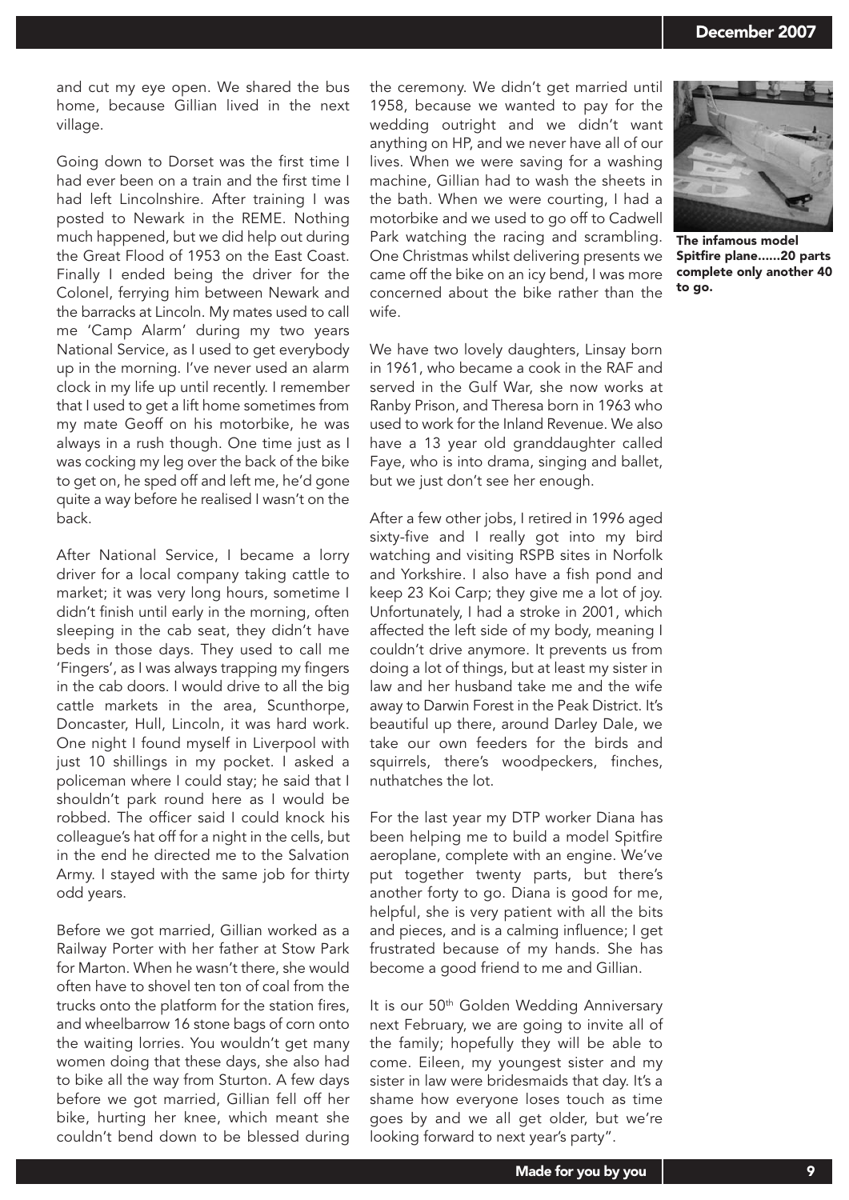and cut my eye open. We shared the bus home, because Gillian lived in the next village.

Going down to Dorset was the first time I had ever been on a train and the first time I had left Lincolnshire. After training I was posted to Newark in the REME. Nothing much happened, but we did help out during the Great Flood of 1953 on the East Coast. Finally I ended being the driver for the Colonel, ferrying him between Newark and the barracks at Lincoln. My mates used to call me 'Camp Alarm' during my two years National Service, as I used to get everybody up in the morning. I've never used an alarm clock in my life up until recently. I remember that I used to get a lift home sometimes from my mate Geoff on his motorbike, he was always in a rush though. One time just as I was cocking my leg over the back of the bike to get on, he sped off and left me, he'd gone quite a way before he realised I wasn't on the back.

After National Service, I became a lorry driver for a local company taking cattle to market; it was very long hours, sometime I didn't finish until early in the morning, often sleeping in the cab seat, they didn't have beds in those days. They used to call me 'Fingers', as I was always trapping my fingers in the cab doors. I would drive to all the big cattle markets in the area, Scunthorpe, Doncaster, Hull, Lincoln, it was hard work. One night I found myself in Liverpool with just 10 shillings in my pocket. I asked a policeman where I could stay; he said that I shouldn't park round here as I would be robbed. The officer said I could knock his colleague's hat off for a night in the cells, but in the end he directed me to the Salvation Army. I stayed with the same job for thirty odd years.

Before we got married, Gillian worked as a Railway Porter with her father at Stow Park for Marton. When he wasn't there, she would often have to shovel ten ton of coal from the trucks onto the platform for the station fires, and wheelbarrow 16 stone bags of corn onto the waiting lorries. You wouldn't get many women doing that these days, she also had to bike all the way from Sturton. A few days before we got married, Gillian fell off her bike, hurting her knee, which meant she couldn't bend down to be blessed during the ceremony. We didn't get married until 1958, because we wanted to pay for the wedding outright and we didn't want anything on HP, and we never have all of our lives. When we were saving for a washing machine, Gillian had to wash the sheets in the bath. When we were courting, I had a motorbike and we used to go off to Cadwell Park watching the racing and scrambling. One Christmas whilst delivering presents we came off the bike on an icy bend, I was more concerned about the bike rather than the wife.

We have two lovely daughters, Linsay born in 1961, who became a cook in the RAF and served in the Gulf War, she now works at Ranby Prison, and Theresa born in 1963 who used to work for the Inland Revenue. We also have a 13 year old granddaughter called Faye, who is into drama, singing and ballet, but we just don't see her enough.

After a few other jobs, I retired in 1996 aged sixty-five and I really got into my bird watching and visiting RSPB sites in Norfolk and Yorkshire. I also have a fish pond and keep 23 Koi Carp; they give me a lot of joy. Unfortunately, I had a stroke in 2001, which affected the left side of my body, meaning I couldn't drive anymore. It prevents us from doing a lot of things, but at least my sister in law and her husband take me and the wife away to Darwin Forest in the Peak District. It's beautiful up there, around Darley Dale, we take our own feeders for the birds and squirrels, there's woodpeckers, finches, nuthatches the lot.

For the last year my DTP worker Diana has been helping me to build a model Spitfire aeroplane, complete with an engine. We've put together twenty parts, but there's another forty to go. Diana is good for me, helpful, she is very patient with all the bits and pieces, and is a calming influence; I get frustrated because of my hands. She has become a good friend to me and Gillian.

It is our 50th Golden Wedding Anniversary next February, we are going to invite all of the family; hopefully they will be able to come. Eileen, my youngest sister and my sister in law were bridesmaids that day. It's a shame how everyone loses touch as time goes by and we all get older, but we're looking forward to next year's party".

**The infamous model Spitfire plane......20 parts complete only another 40 to go.**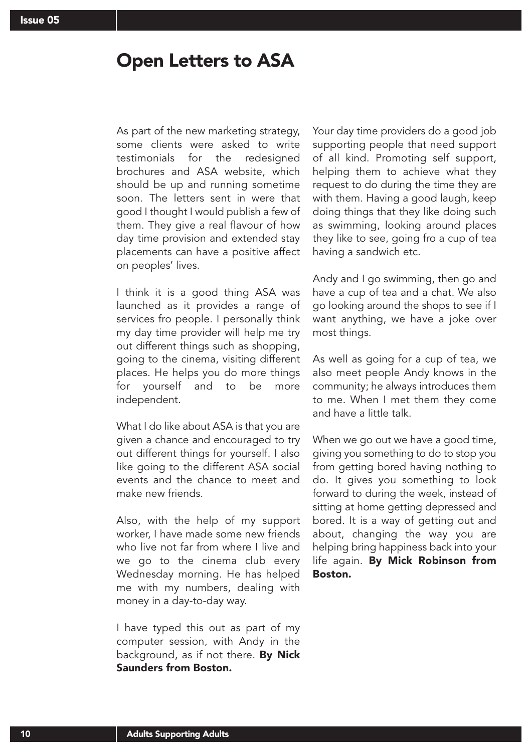# Open Letters to ASA

As part of the new marketing strategy, some clients were asked to write testimonials for the redesigned brochures and ASA website, which should be up and running sometime soon. The letters sent in were that good I thought I would publish a few of them. They give a real flavour of how day time provision and extended stay placements can have a positive affect on peoples' lives.

I think it is a good thing ASA was launched as it provides a range of services fro people. I personally think my day time provider will help me try out different things such as shopping, going to the cinema, visiting different places. He helps you do more things for yourself and to be more independent.

What I do like about ASA is that you are given a chance and encouraged to try out different things for yourself. I also like going to the different ASA social events and the chance to meet and make new friends.

Also, with the help of my support worker, I have made some new friends who live not far from where I live and we go to the cinema club every Wednesday morning. He has helped me with my numbers, dealing with money in a day-to-day way.

I have typed this out as part of my computer session, with Andy in the background, as if not there. **By Nick Saunders from Boston.**

Your day time providers do a good job supporting people that need support of all kind. Promoting self support, helping them to achieve what they request to do during the time they are with them. Having a good laugh, keep doing things that they like doing such as swimming, looking around places they like to see, going fro a cup of tea having a sandwich etc.

Andy and I go swimming, then go and have a cup of tea and a chat. We also go looking around the shops to see if I want anything, we have a joke over most things.

As well as going for a cup of tea, we also meet people Andy knows in the community; he always introduces them to me. When I met them they come and have a little talk.

When we go out we have a good time, giving you something to do to stop you from getting bored having nothing to do. It gives you something to look forward to during the week, instead of sitting at home getting depressed and bored. It is a way of getting out and about, changing the way you are helping bring happiness back into your life again. **By Mick Robinson from Boston.**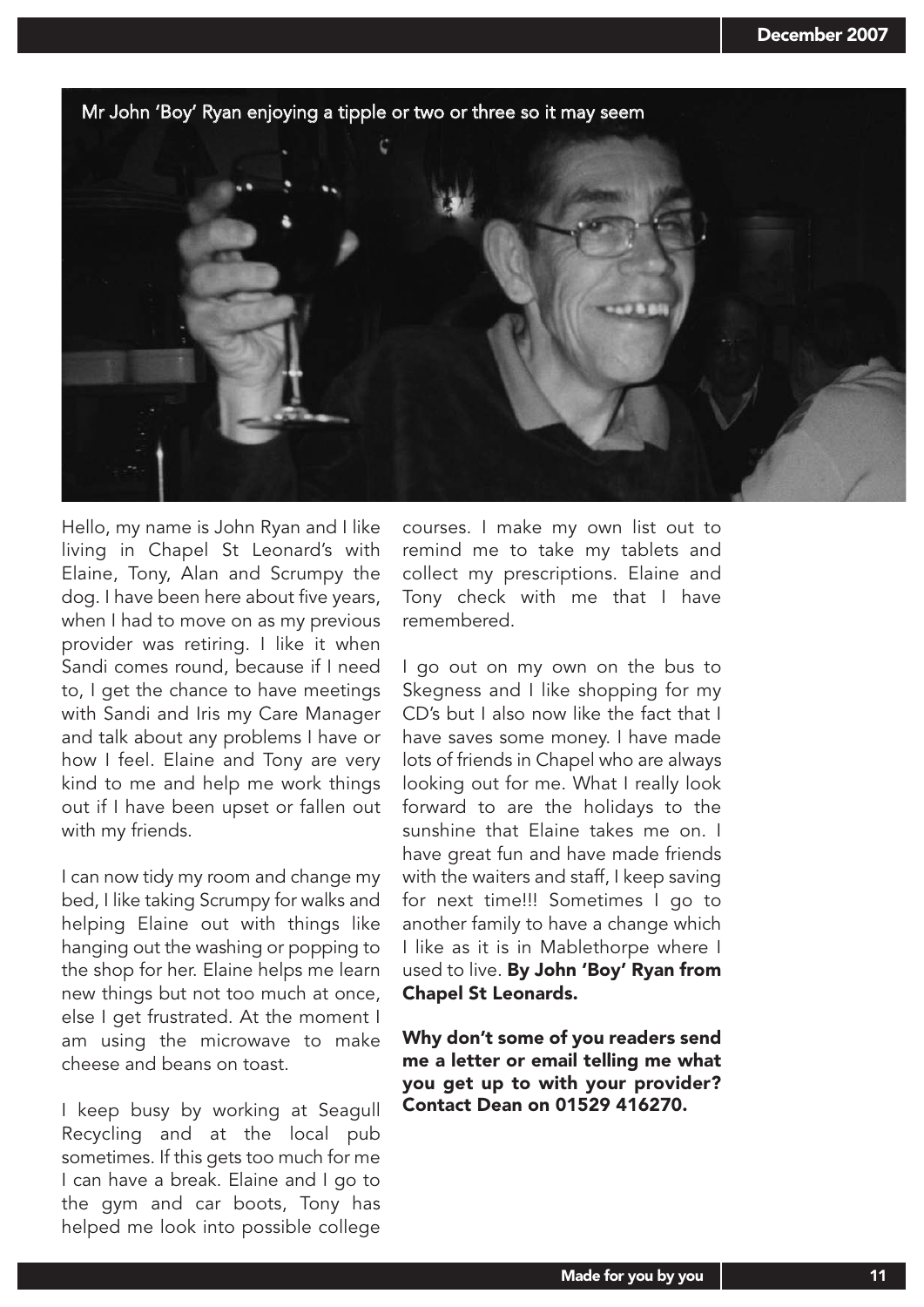Mr John 'Boy' Ryan enjoying a tipple or two or three so it may seem

Hello, my name is John Ryan and I like living in Chapel St Leonard's with Elaine, Tony, Alan and Scrumpy the dog. I have been here about five years, when I had to move on as my previous provider was retiring. I like it when Sandi comes round, because if I need to, I get the chance to have meetings with Sandi and Iris my Care Manager and talk about any problems I have or how I feel. Elaine and Tony are very kind to me and help me work things out if I have been upset or fallen out with my friends.

I can now tidy my room and change my bed, I like taking Scrumpy for walks and helping Elaine out with things like hanging out the washing or popping to the shop for her. Elaine helps me learn new things but not too much at once, else I get frustrated. At the moment I am using the microwave to make cheese and beans on toast.

I keep busy by working at Seagull Recycling and at the local pub sometimes. If this gets too much for me I can have a break. Elaine and I go to the gym and car boots, Tony has helped me look into possible college courses. I make my own list out to remind me to take my tablets and collect my prescriptions. Elaine and Tony check with me that I have remembered.

I go out on my own on the bus to Skegness and I like shopping for my CD's but I also now like the fact that I have saves some money. I have made lots of friends in Chapel who are always looking out for me. What I really look forward to are the holidays to the sunshine that Elaine takes me on. I have great fun and have made friends with the waiters and staff, I keep saving for next time!!! Sometimes I go to another family to have a change which I like as it is in Mablethorpe where I used to live. **By John 'Boy' Ryan from Chapel St Leonards.**

**Why don't some of you readers send me a letter or email telling me what you get up to with your provider? Contact Dean on 01529 416270.**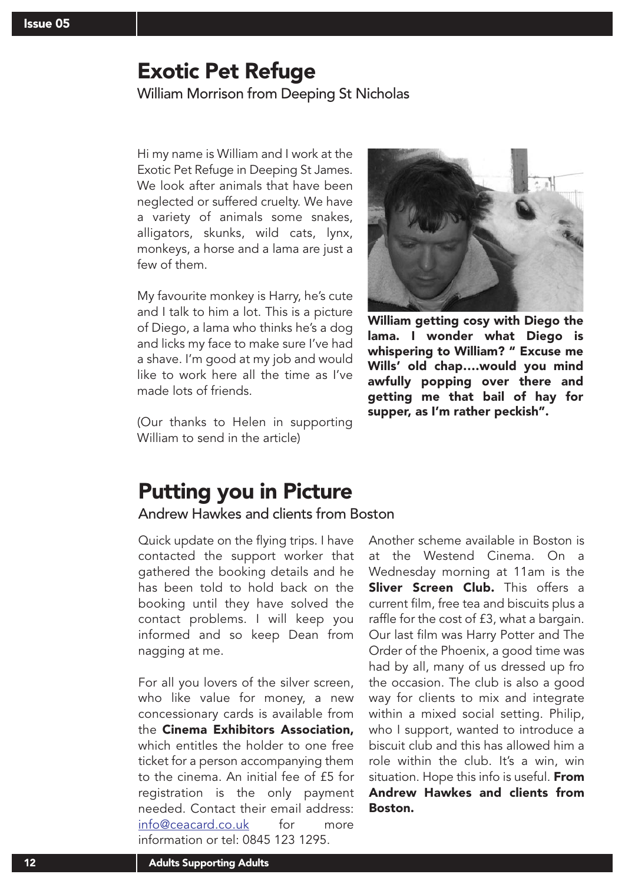# Exotic Pet Refuge

William Morrison from Deeping St Nicholas

Hi my name is William and I work at the Exotic Pet Refuge in Deeping St James. We look after animals that have been neglected or suffered cruelty. We have a variety of animals some snakes, alligators, skunks, wild cats, lynx, monkeys, a horse and a lama are just a few of them.

My favourite monkey is Harry, he's cute and I talk to him a lot. This is a picture of Diego, a lama who thinks he's a dog and licks my face to make sure I've had a shave. I'm good at my job and would like to work here all the time as I've made lots of friends.

(Our thanks to Helen in supporting William to send in the article)

**William getting cosy with Diego the lama. I wonder what Diego is whispering to William? " Excuse me Wills' old chap....would you mind awfully popping over there and getting me that bail of hay for supper, as I'm rather peckish".**

# Putting you in Picture

Andrew Hawkes and clients from Boston

Quick update on the flying trips. I have contacted the support worker that gathered the booking details and he has been told to hold back on the booking until they have solved the contact problems. I will keep you informed and so keep Dean from nagging at me.

For all you lovers of the silver screen, who like value for money, a new concessionary cards is available from the **Cinema Exhibitors Association,** which entitles the holder to one free ticket for a person accompanying them to the cinema. An initial fee of £5 for registration is the only payment needed. Contact their email address: info@ceacard.co.uk for more information or tel: 0845 123 1295.

Another scheme available in Boston is at the Westend Cinema. On a Wednesday morning at 11am is the **Sliver Screen Club.** This offers a current film, free tea and biscuits plus a raffle for the cost of £3, what a bargain. Our last film was Harry Potter and The Order of the Phoenix, a good time was had by all, many of us dressed up fro the occasion. The club is also a good way for clients to mix and integrate within a mixed social setting. Philip, who I support, wanted to introduce a biscuit club and this has allowed him a role within the club. It's a win, win situation. Hope this info is useful. **From Andrew Hawkes and clients from Boston.**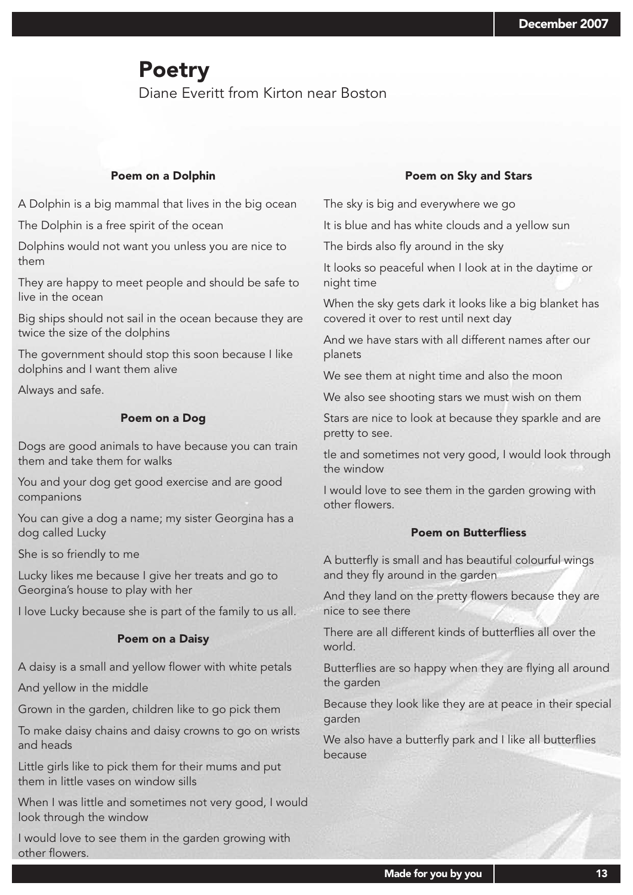# Poetry

Diane Everitt from Kirton near Boston

### Poem on a Dolphin

A Dolphin is a big mammal that lives in the big ocean

The Dolphin is a free spirit of the ocean

Dolphins would not want you unless you are nice to them

They are happy to meet people and should be safe to live in the ocean

Big ships should not sail in the ocean because they are twice the size of the dolphins

The government should stop this soon because I like dolphins and I want them alive

Always and safe.

### Poem on a Dog

Dogs are good animals to have because you can train them and take them for walks

You and your dog get good exercise and are good companions

You can give a dog a name; my sister Georgina has a dog called Lucky

She is so friendly to me

Lucky likes me because I give her treats and go to Georgina's house to play with her

I love Lucky because she is part of the family to us all.

### Poem on a Daisy

A daisy is a small and yellow flower with white petals

And yellow in the middle

Grown in the garden, children like to go pick them

To make daisy chains and daisy crowns to go on wrists and heads

Little girls like to pick them for their mums and put them in little vases on window sills

When I was little and sometimes not very good, I would look through the window

I would love to see them in the garden growing with other flowers.

### Poem on Sky and Stars

The sky is big and everywhere we go

It is blue and has white clouds and a yellow sun

The birds also fly around in the sky

It looks so peaceful when I look at in the daytime or night time

When the sky gets dark it looks like a big blanket has covered it over to rest until next day

And we have stars with all different names after our planets

We see them at night time and also the moon

We also see shooting stars we must wish on them

Stars are nice to look at because they sparkle and are pretty to see.

tle and sometimes not very good, I would look through the window

I would love to see them in the garden growing with other flowers.

### Poem on Butterfliess

A butterfly is small and has beautiful colourful wings and they fly around in the garden

And they land on the pretty flowers because they are nice to see there

There are all different kinds of butterflies all over the world.

Butterflies are so happy when they are flying all around the garden

Because they look like they are at peace in their special garden

We also have a butterfly park and I like all butterflies because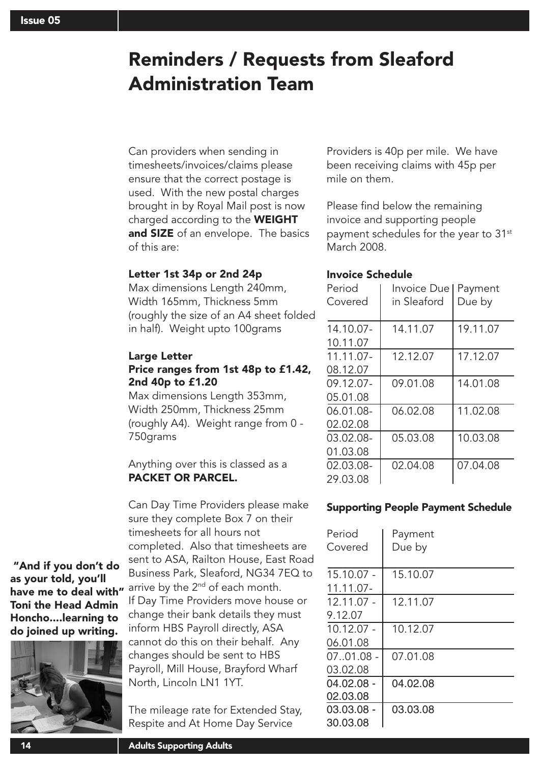# Reminders / Requests from Sleaford Administration Team

Can providers when sending in timesheets/invoices/claims please ensure that the correct postage is used. With the new postal charges brought in by Royal Mail post is now charged according to the **WEIGHT and SIZE** of an envelope. The basics of this are:

**Letter 1st 34p or 2nd 24p**

Max dimensions Length 240mm, Width 165mm, Thickness 5mm (roughly the size of an A4 sheet folded in half). Weight upto 100grams

**Large Letter**

**Price ranges from 1st 48p to £1.42, 2nd 40p to £1.20**

Max dimensions Length 353mm, Width 250mm, Thickness 25mm (roughly A4). Weight range from 0 - 750grams

Anything over this is classed as a **PACKET OR PARCEL.**

Can Day Time Providers please make sure they complete Box 7 on their timesheets for all hours not completed. Also that timesheets are sent to ASA, Railton House, East Road Business Park, Sleaford, NG34 7EQ to arrive by the 2nd of each month.

If Day Time Providers move house or change their bank details they must inform HBS Payroll directly, ASA cannot do this on their behalf. Any changes should be sent to HBS Payroll, Mill House, Brayford Wharf North, Lincoln LN1 1YT.

The mileage rate for Extended Stay, Respite and At Home Day Service Providers is 40p per mile. We have been receiving claims with 45p per mile on them.

Please find below the remaining invoice and supporting people payment schedules for the year to 31st March 2008.

**Invoice Schedule**

| Period Covered | Invoice Due in Sleaford | Payment Due by |
|---|---|---|
| 14.10.07-10.11.07 | 14.11.07 | 19.11.07 |
| 11.11.07-08.12.07 | 12.12.07 | 17.12.07 |
| 09.12.07-05.01.08 | 09.01.08 | 14.01.08 |
| 06.01.08-02.02.08 | 06.02.08 | 11.02.08 |
| 03.02.08-01.03.08 | 05.03.08 | 10.03.08 |
| 02.03.08-29.03.08 | 02.04.08 | 07.04.08 |

**Supporting People Payment Schedule**

| Period Covered | Payment Due by |
|---|---|
| 15.10.07 - 11.11.07- | 15.10.07 |
| 12.11.07 - 9.12.07 | 12.11.07 |
| 10.12.07 - 06.01.08 | 10.12.07 |
| 07..01.08 - 03.02.08 | 07.01.08 |
| 04.02.08 - 02.03.08 | 04.02.08 |
| 03.03.08 - 30.03.08 | 03.03.08 |

**"And if you don't do as your told, you'll have me to deal with" Toni the Head Admin Honcho....learning to do joined up writing.**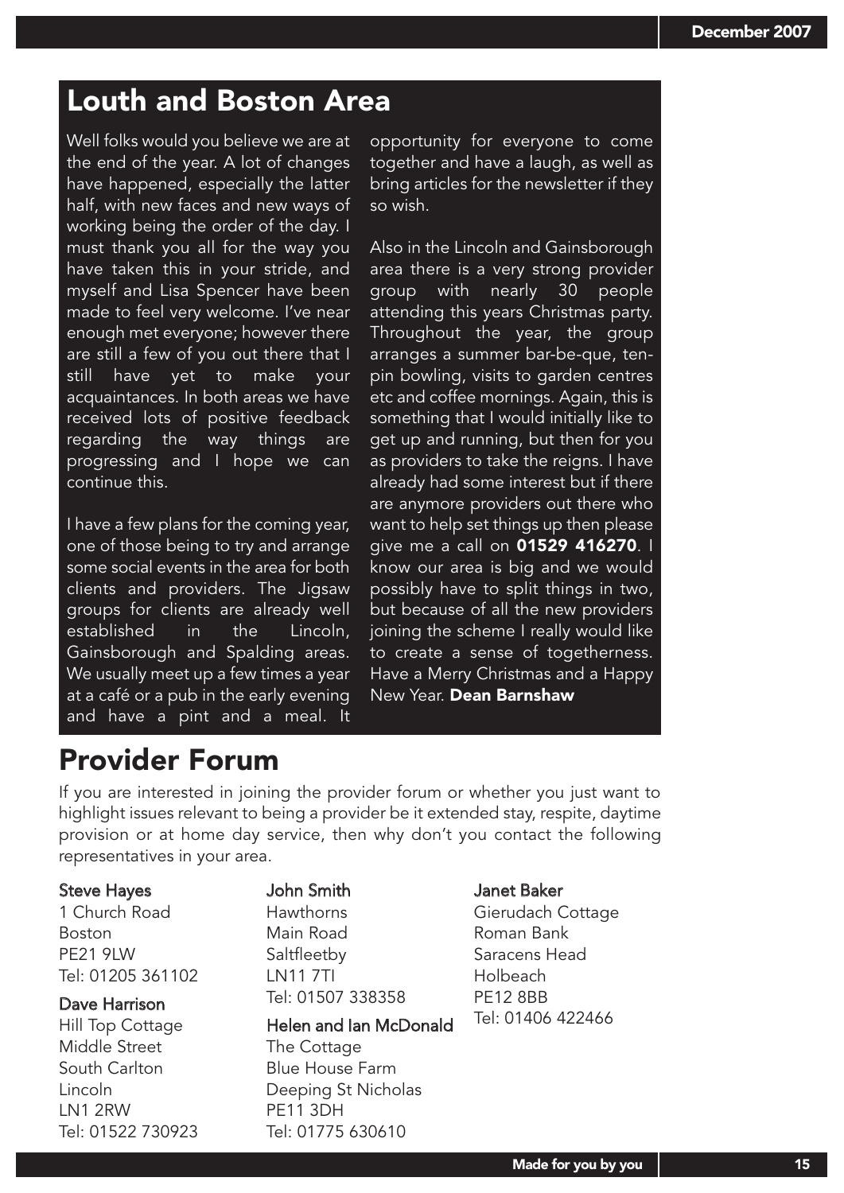## Louth and Boston Area

Well folks would you believe we are at the end of the year. A lot of changes have happened, especially the latter half, with new faces and new ways of working being the order of the day. I must thank you all for the way you have taken this in your stride, and myself and Lisa Spencer have been made to feel very welcome. I've near enough met everyone; however there are still a few of you out there that I still have yet to make your acquaintances. In both areas we have received lots of positive feedback regarding the way things are progressing and I hope we can continue this.

I have a few plans for the coming year, one of those being to try and arrange some social events in the area for both clients and providers. The Jigsaw groups for clients are already well established in the Lincoln, Gainsborough and Spalding areas. We usually meet up a few times a year at a café or a pub in the early evening and have a pint and a meal. It opportunity for everyone to come together and have a laugh, as well as bring articles for the newsletter if they so wish.

Also in the Lincoln and Gainsborough area there is a very strong provider group with nearly 30 people attending this years Christmas party. Throughout the year, the group arranges a summer bar-be-que, ten-pin bowling, visits to garden centres etc and coffee mornings. Again, this is something that I would initially like to get up and running, but then for you as providers to take the reigns. I have already had some interest but if there are anymore providers out there who want to help set things up then please give me a call on **01529 416270**. I know our area is big and we would possibly have to split things in two, but because of all the new providers joining the scheme I really would like to create a sense of togetherness. Have a Merry Christmas and a Happy New Year. **Dean Barnshaw**

## Provider Forum

If you are interested in joining the provider forum or whether you just want to highlight issues relevant to being a provider be it extended stay, respite, daytime provision or at home day service, then why don't you contact the following representatives in your area.

**Steve Hayes**
1 Church Road
Boston
PE21 9LW
Tel: 01205 361102

**Dave Harrison**
Hill Top Cottage
Middle Street
South Carlton
Lincoln
LN1 2RW
Tel: 01522 730923

**John Smith**
Hawthorns
Main Road
Saltfleetby
LN11 7TI
Tel: 01507 338358

**Helen and Ian McDonald**
The Cottage
Blue House Farm
Deeping St Nicholas
PE11 3DH
Tel: 01775 630610

**Janet Baker**
Gierudach Cottage
Roman Bank
Saracens Head
Holbeach
PE12 8BB
Tel: 01406 422466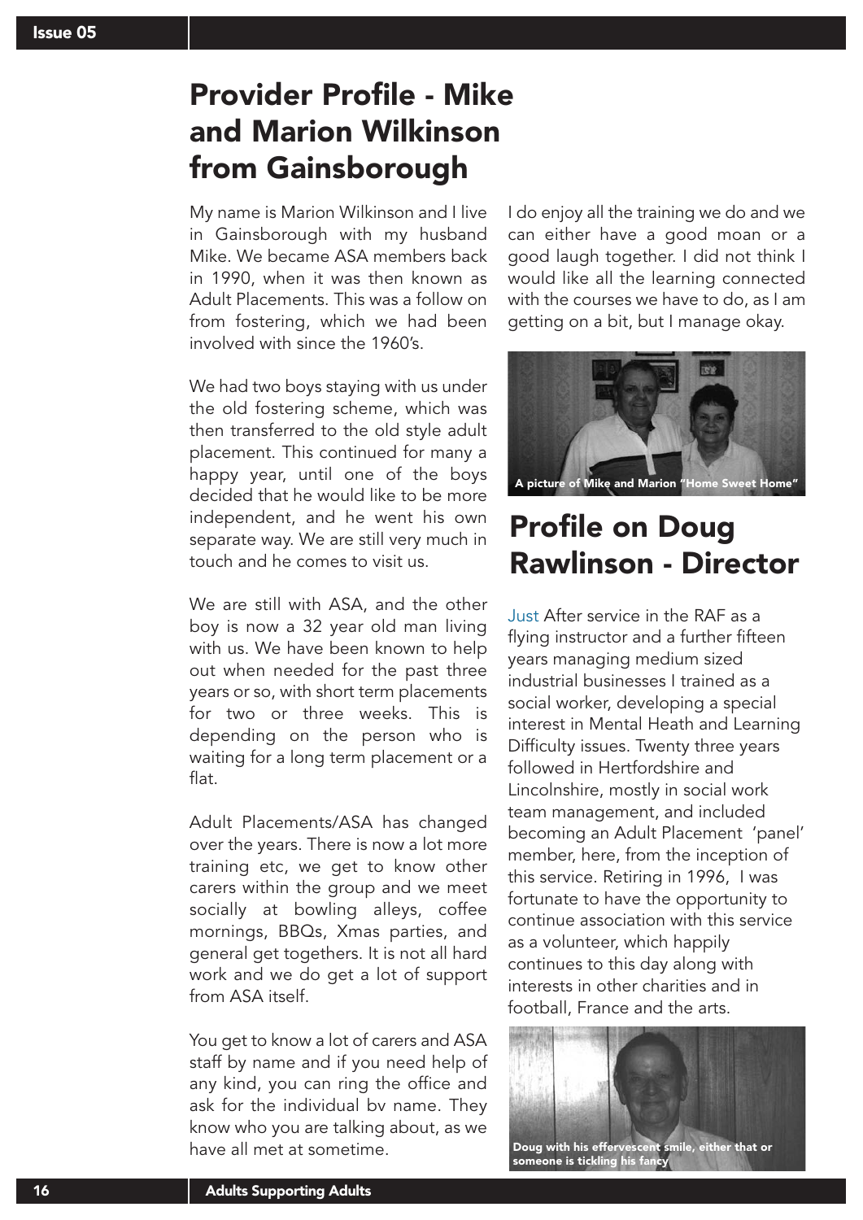# Provider Profile - Mike and Marion Wilkinson from Gainsborough

My name is Marion Wilkinson and I live in Gainsborough with my husband Mike. We became ASA members back in 1990, when it was then known as Adult Placements. This was a follow on from fostering, which we had been involved with since the 1960's.

We had two boys staying with us under the old fostering scheme, which was then transferred to the old style adult placement. This continued for many a happy year, until one of the boys decided that he would like to be more independent, and he went his own separate way. We are still very much in touch and he comes to visit us.

We are still with ASA, and the other boy is now a 32 year old man living with us. We have been known to help out when needed for the past three years or so, with short term placements for two or three weeks. This is depending on the person who is waiting for a long term placement or a flat.

Adult Placements/ASA has changed over the years. There is now a lot more training etc, we get to know other carers within the group and we meet socially at bowling alleys, coffee mornings, BBQs, Xmas parties, and general get togethers. It is not all hard work and we do get a lot of support from ASA itself.

You get to know a lot of carers and ASA staff by name and if you need help of any kind, you can ring the office and ask for the individual bv name. They know who you are talking about, as we have all met at sometime.

I do enjoy all the training we do and we can either have a good moan or a good laugh together. I did not think I would like all the learning connected with the courses we have to do, as I am getting on a bit, but I manage okay.

A picture of Mike and Marion "Home Sweet Home"

# Profile on Doug Rawlinson - Director

Just After service in the RAF as a flying instructor and a further fifteen years managing medium sized industrial businesses I trained as a social worker, developing a special interest in Mental Heath and Learning Difficulty issues. Twenty three years followed in Hertfordshire and Lincolnshire, mostly in social work team management, and included becoming an Adult Placement 'panel' member, here, from the inception of this service. Retiring in 1996, I was fortunate to have the opportunity to continue association with this service as a volunteer, which happily continues to this day along with interests in other charities and in football, France and the arts.

Doug with his effervescent smile, either that or someone is tickling his fancy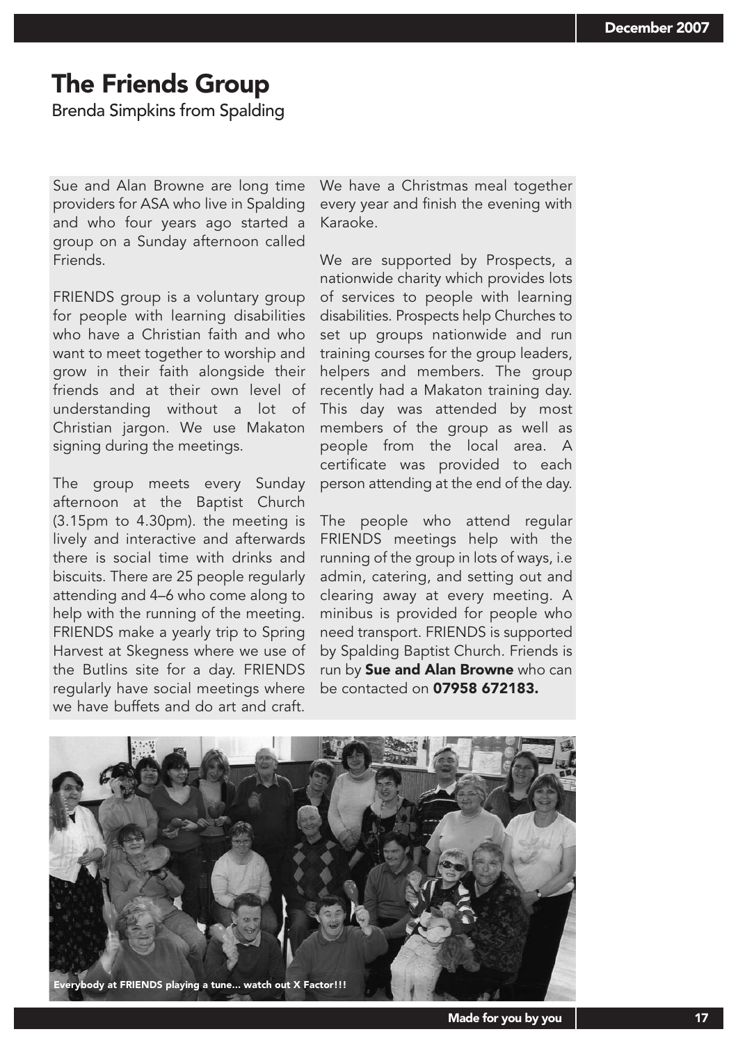# The Friends Group

Brenda Simpkins from Spalding

Sue and Alan Browne are long time providers for ASA who live in Spalding and who four years ago started a group on a Sunday afternoon called Friends.

FRIENDS group is a voluntary group for people with learning disabilities who have a Christian faith and who want to meet together to worship and grow in their faith alongside their friends and at their own level of understanding without a lot of Christian jargon. We use Makaton signing during the meetings.

The group meets every Sunday afternoon at the Baptist Church (3.15pm to 4.30pm). the meeting is lively and interactive and afterwards there is social time with drinks and biscuits. There are 25 people regularly attending and 4–6 who come along to help with the running of the meeting. FRIENDS make a yearly trip to Spring Harvest at Skegness where we use of the Butlins site for a day. FRIENDS regularly have social meetings where we have buffets and do art and craft.

We have a Christmas meal together every year and finish the evening with Karaoke.

We are supported by Prospects, a nationwide charity which provides lots of services to people with learning disabilities. Prospects help Churches to set up groups nationwide and run training courses for the group leaders, helpers and members. The group recently had a Makaton training day. This day was attended by most members of the group as well as people from the local area. A certificate was provided to each person attending at the end of the day.

The people who attend regular FRIENDS meetings help with the running of the group in lots of ways, i.e admin, catering, and setting out and clearing away at every meeting. A minibus is provided for people who need transport. FRIENDS is supported by Spalding Baptist Church. Friends is run by **Sue and Alan Browne** who can be contacted on **07958 672183.**

**Everybody at FRIENDS playing a tune... watch out X Factor!!!**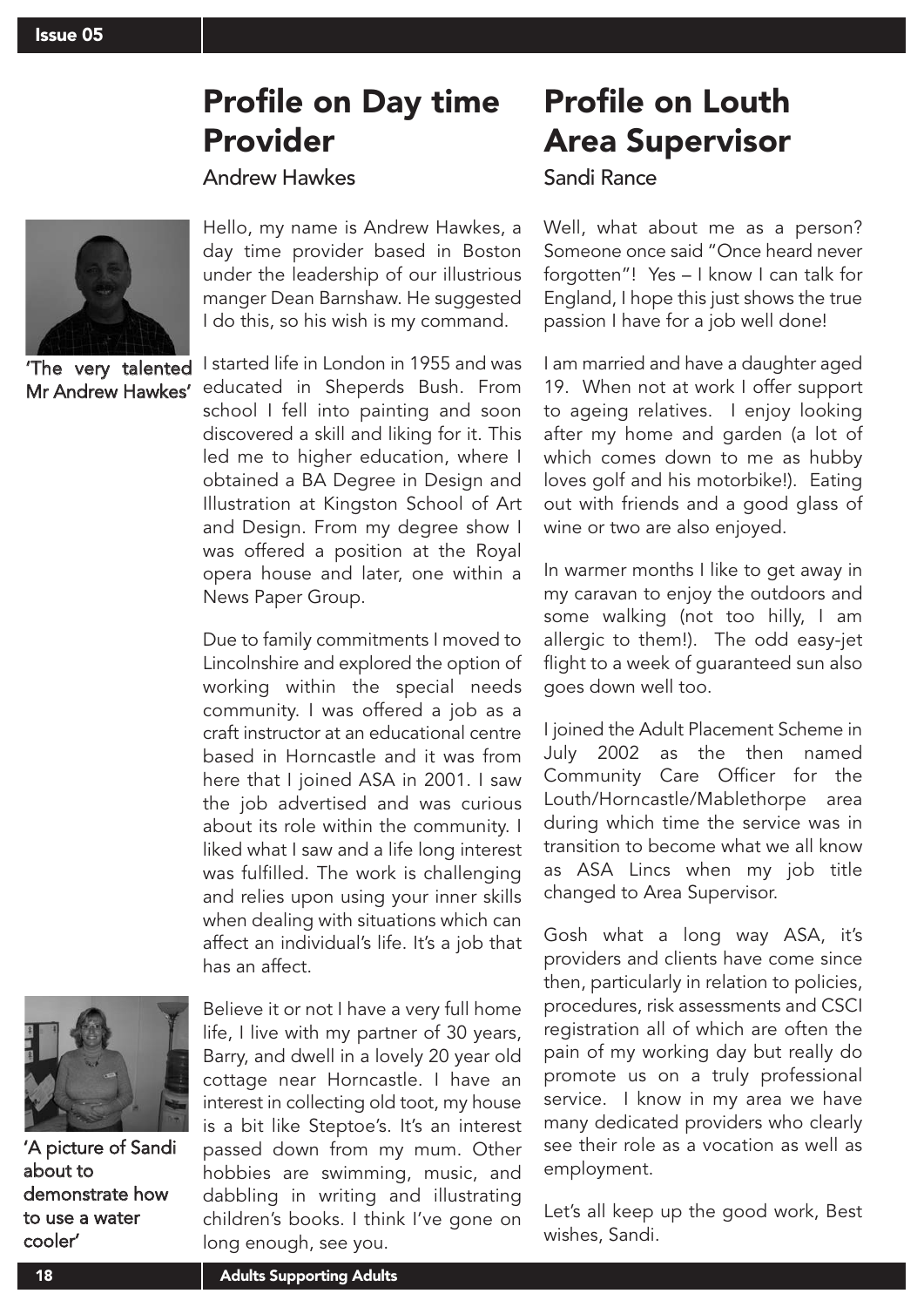# Profile on Day time Provider

## Andrew Hawkes

'The very talented Mr Andrew Hawkes'

Hello, my name is Andrew Hawkes, a day time provider based in Boston under the leadership of our illustrious manger Dean Barnshaw. He suggested I do this, so his wish is my command.

I started life in London in 1955 and was educated in Sheperds Bush. From school I fell into painting and soon discovered a skill and liking for it. This led me to higher education, where I obtained a BA Degree in Design and Illustration at Kingston School of Art and Design. From my degree show I was offered a position at the Royal opera house and later, one within a News Paper Group.

Due to family commitments I moved to Lincolnshire and explored the option of working within the special needs community. I was offered a job as a craft instructor at an educational centre based in Horncastle and it was from here that I joined ASA in 2001. I saw the job advertised and was curious about its role within the community. I liked what I saw and a life long interest was fulfilled. The work is challenging and relies upon using your inner skills when dealing with situations which can affect an individual's life. It's a job that has an affect.

Believe it or not I have a very full home life, I live with my partner of 30 years, Barry, and dwell in a lovely 20 year old cottage near Horncastle. I have an interest in collecting old toot, my house is a bit like Steptoe's. It's an interest passed down from my mum. Other hobbies are swimming, music, and dabbling in writing and illustrating children's books. I think I've gone on long enough, see you.

'A picture of Sandi about to demonstrate how to use a water cooler'

# Profile on Louth Area Supervisor

## Sandi Rance

Well, what about me as a person? Someone once said "Once heard never forgotten"! Yes – I know I can talk for England, I hope this just shows the true passion I have for a job well done!

I am married and have a daughter aged 19. When not at work I offer support to ageing relatives. I enjoy looking after my home and garden (a lot of which comes down to me as hubby loves golf and his motorbike!). Eating out with friends and a good glass of wine or two are also enjoyed.

In warmer months I like to get away in my caravan to enjoy the outdoors and some walking (not too hilly, I am allergic to them!). The odd easy-jet flight to a week of guaranteed sun also goes down well too.

I joined the Adult Placement Scheme in July 2002 as the then named Community Care Officer for the Louth/Horncastle/Mablethorpe area during which time the service was in transition to become what we all know as ASA Lincs when my job title changed to Area Supervisor.

Gosh what a long way ASA, it's providers and clients have come since then, particularly in relation to policies, procedures, risk assessments and CSCI registration all of which are often the pain of my working day but really do promote us on a truly professional service. I know in my area we have many dedicated providers who clearly see their role as a vocation as well as employment.

Let's all keep up the good work, Best wishes, Sandi.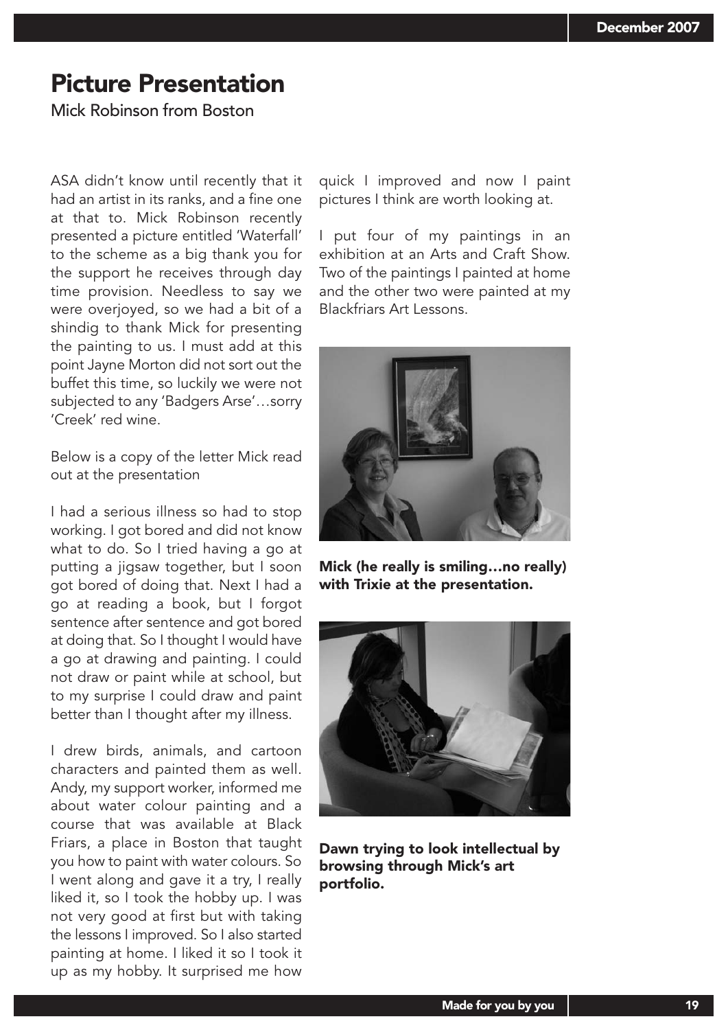# Picture Presentation

Mick Robinson from Boston

ASA didn't know until recently that it had an artist in its ranks, and a fine one at that to. Mick Robinson recently presented a picture entitled 'Waterfall' to the scheme as a big thank you for the support he receives through day time provision. Needless to say we were overjoyed, so we had a bit of a shindig to thank Mick for presenting the painting to us. I must add at this point Jayne Morton did not sort out the buffet this time, so luckily we were not subjected to any 'Badgers Arse'…sorry 'Creek' red wine.

Below is a copy of the letter Mick read out at the presentation

I had a serious illness so had to stop working. I got bored and did not know what to do. So I tried having a go at putting a jigsaw together, but I soon got bored of doing that. Next I had a go at reading a book, but I forgot sentence after sentence and got bored at doing that. So I thought I would have a go at drawing and painting. I could not draw or paint while at school, but to my surprise I could draw and paint better than I thought after my illness.

I drew birds, animals, and cartoon characters and painted them as well. Andy, my support worker, informed me about water colour painting and a course that was available at Black Friars, a place in Boston that taught you how to paint with water colours. So I went along and gave it a try, I really liked it, so I took the hobby up. I was not very good at first but with taking the lessons I improved. So I also started painting at home. I liked it so I took it up as my hobby. It surprised me how quick I improved and now I paint pictures I think are worth looking at.

I put four of my paintings in an exhibition at an Arts and Craft Show. Two of the paintings I painted at home and the other two were painted at my Blackfriars Art Lessons.

**Mick (he really is smiling…no really) with Trixie at the presentation.**

**Dawn trying to look intellectual by browsing through Mick's art portfolio.**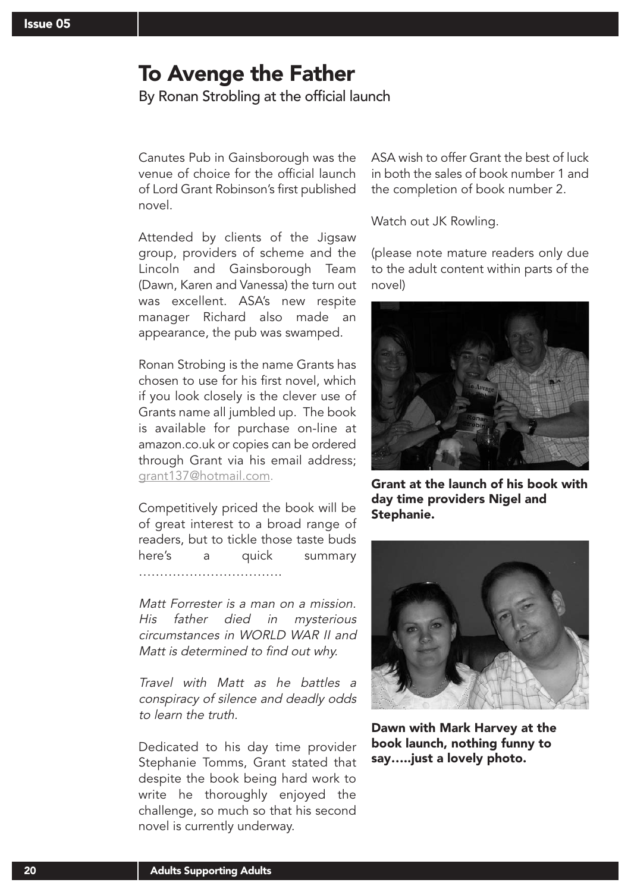# To Avenge the Father

By Ronan Strobling at the official launch

Canutes Pub in Gainsborough was the venue of choice for the official launch of Lord Grant Robinson's first published novel.

Attended by clients of the Jigsaw group, providers of scheme and the Lincoln and Gainsborough Team (Dawn, Karen and Vanessa) the turn out was excellent. ASA's new respite manager Richard also made an appearance, the pub was swamped.

Ronan Strobing is the name Grants has chosen to use for his first novel, which if you look closely is the clever use of Grants name all jumbled up. The book is available for purchase on-line at amazon.co.uk or copies can be ordered through Grant via his email address; grant137@hotmail.com.

Competitively priced the book will be of great interest to a broad range of readers, but to tickle those taste buds here's a quick summary ……………………………

*Matt Forrester is a man on a mission. His father died in mysterious circumstances in WORLD WAR II and Matt is determined to find out why.*

*Travel with Matt as he battles a conspiracy of silence and deadly odds to learn the truth.*

Dedicated to his day time provider Stephanie Tomms, Grant stated that despite the book being hard work to write he thoroughly enjoyed the challenge, so much so that his second novel is currently underway.

ASA wish to offer Grant the best of luck in both the sales of book number 1 and the completion of book number 2.

Watch out JK Rowling.

(please note mature readers only due to the adult content within parts of the novel)

**Grant at the launch of his book with day time providers Nigel and Stephanie.**

**Dawn with Mark Harvey at the book launch, nothing funny to say…..just a lovely photo.**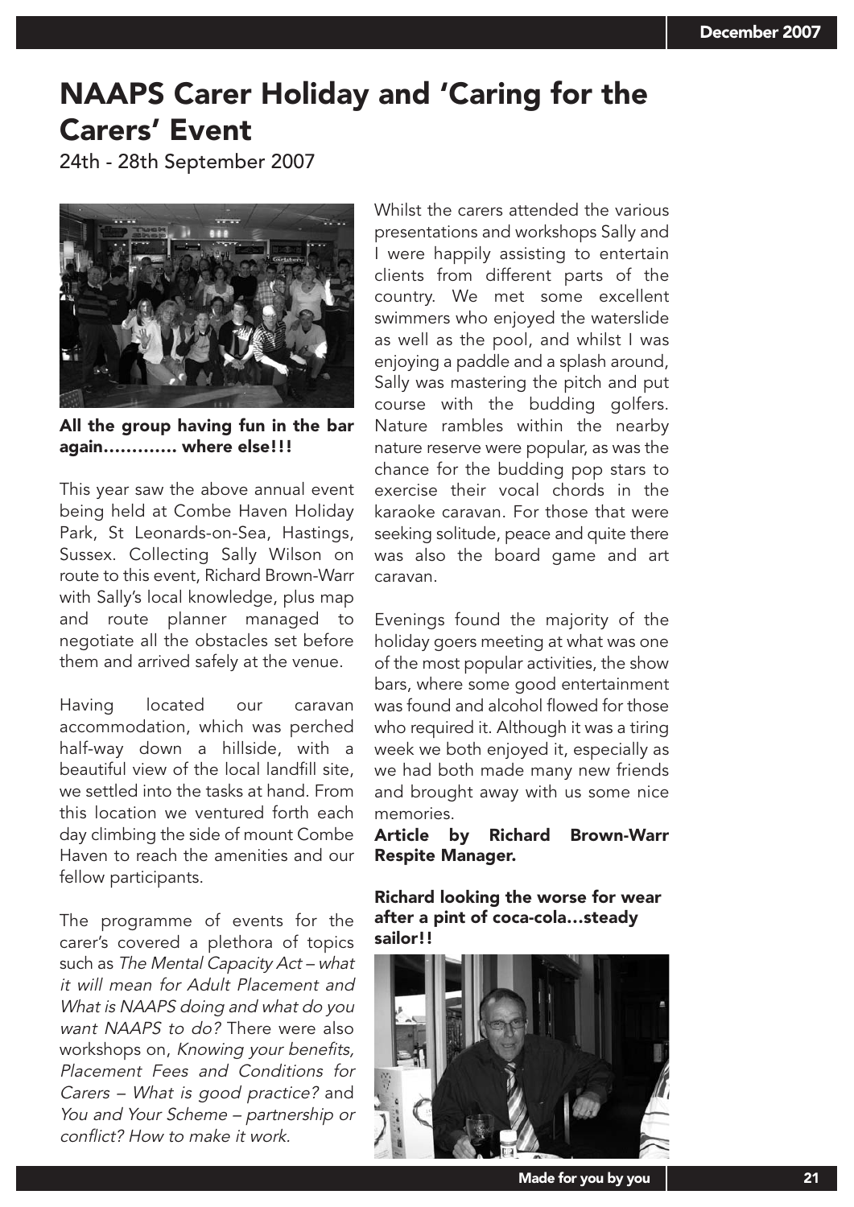# NAAPS Carer Holiday and 'Caring for the Carers' Event

24th - 28th September 2007

**All the group having fun in the bar again............ where else!!!**

This year saw the above annual event being held at Combe Haven Holiday Park, St Leonards-on-Sea, Hastings, Sussex. Collecting Sally Wilson on route to this event, Richard Brown-Warr with Sally's local knowledge, plus map and route planner managed to negotiate all the obstacles set before them and arrived safely at the venue.

Having located our caravan accommodation, which was perched half-way down a hillside, with a beautiful view of the local landfill site, we settled into the tasks at hand. From this location we ventured forth each day climbing the side of mount Combe Haven to reach the amenities and our fellow participants.

The programme of events for the carer's covered a plethora of topics such as *The Mental Capacity Act – what it will mean for Adult Placement and What is NAAPS doing and what do you want NAAPS to do?* There were also workshops on, *Knowing your benefits, Placement Fees and Conditions for Carers – What is good practice?* and *You and Your Scheme – partnership or conflict? How to make it work.*

Whilst the carers attended the various presentations and workshops Sally and I were happily assisting to entertain clients from different parts of the country. We met some excellent swimmers who enjoyed the waterslide as well as the pool, and whilst I was enjoying a paddle and a splash around, Sally was mastering the pitch and put course with the budding golfers. Nature rambles within the nearby nature reserve were popular, as was the chance for the budding pop stars to exercise their vocal chords in the karaoke caravan. For those that were seeking solitude, peace and quite there was also the board game and art caravan.

Evenings found the majority of the holiday goers meeting at what was one of the most popular activities, the show bars, where some good entertainment was found and alcohol flowed for those who required it. Although it was a tiring week we both enjoyed it, especially as we had both made many new friends and brought away with us some nice memories.

**Article by Richard Brown-Warr Respite Manager.**

**Richard looking the worse for wear after a pint of coca-cola...steady sailor!!**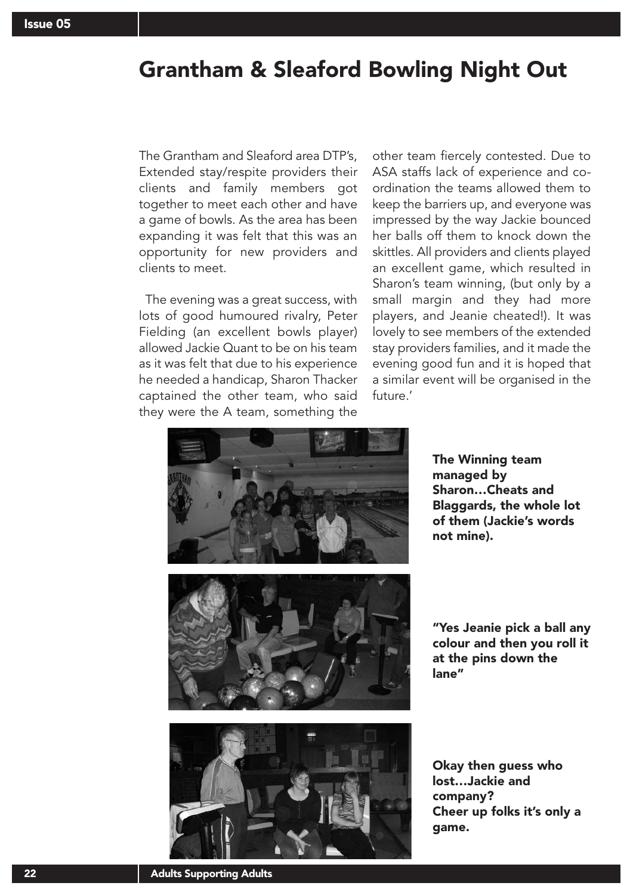# Grantham & Sleaford Bowling Night Out

The Grantham and Sleaford area DTP's, Extended stay/respite providers their clients and family members got together to meet each other and have a game of bowls. As the area has been expanding it was felt that this was an opportunity for new providers and clients to meet.

The evening was a great success, with lots of good humoured rivalry, Peter Fielding (an excellent bowls player) allowed Jackie Quant to be on his team as it was felt that due to his experience he needed a handicap, Sharon Thacker captained the other team, who said they were the A team, something the other team fiercely contested. Due to ASA staffs lack of experience and co-ordination the teams allowed them to keep the barriers up, and everyone was impressed by the way Jackie bounced her balls off them to knock down the skittles. All providers and clients played an excellent game, which resulted in Sharon's team winning, (but only by a small margin and they had more players, and Jeanie cheated!). It was lovely to see members of the extended stay providers families, and it made the evening good fun and it is hoped that a similar event will be organised in the future.'

**The Winning team managed by Sharon…Cheats and Blaggards, the whole lot of them (Jackie's words not mine).**

**"Yes Jeanie pick a ball any colour and then you roll it at the pins down the lane"**

**Okay then guess who lost…Jackie and company? Cheer up folks it's only a game.**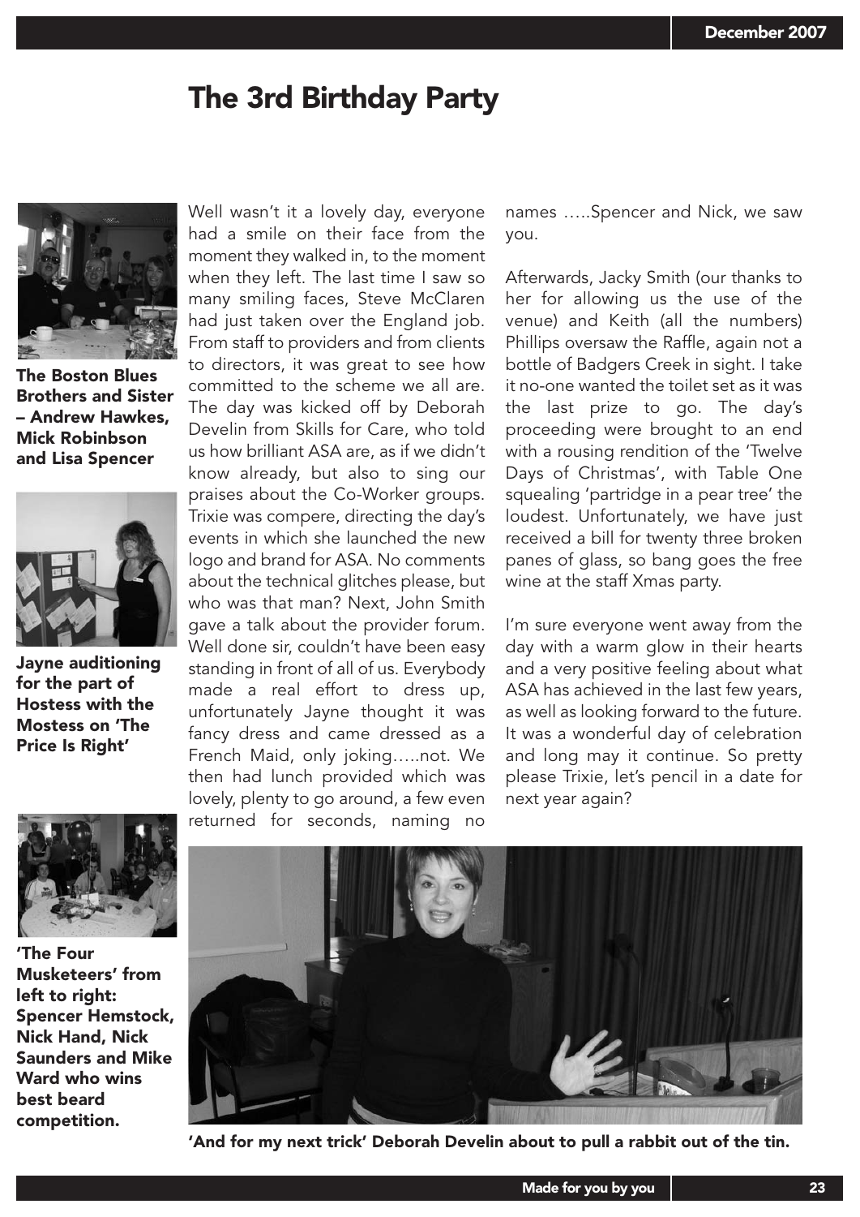# The 3rd Birthday Party

Well wasn't it a lovely day, everyone had a smile on their face from the moment they walked in, to the moment when they left. The last time I saw so many smiling faces, Steve McClaren had just taken over the England job. From staff to providers and from clients to directors, it was great to see how committed to the scheme we all are. The day was kicked off by Deborah Develin from Skills for Care, who told us how brilliant ASA are, as if we didn't know already, but also to sing our praises about the Co-Worker groups. Trixie was compere, directing the day's events in which she launched the new logo and brand for ASA. No comments about the technical glitches please, but who was that man? Next, John Smith gave a talk about the provider forum. Well done sir, couldn't have been easy standing in front of all of us. Everybody made a real effort to dress up, unfortunately Jayne thought it was fancy dress and came dressed as a French Maid, only joking…..not. We then had lunch provided which was lovely, plenty to go around, a few even returned for seconds, naming no names …..Spencer and Nick, we saw you.

Afterwards, Jacky Smith (our thanks to her for allowing us the use of the venue) and Keith (all the numbers) Phillips oversaw the Raffle, again not a bottle of Badgers Creek in sight. I take it no-one wanted the toilet set as it was the last prize to go. The day's proceeding were brought to an end with a rousing rendition of the 'Twelve Days of Christmas', with Table One squealing 'partridge in a pear tree' the loudest. Unfortunately, we have just received a bill for twenty three broken panes of glass, so bang goes the free wine at the staff Xmas party.

I'm sure everyone went away from the day with a warm glow in their hearts and a very positive feeling about what ASA has achieved in the last few years, as well as looking forward to the future. It was a wonderful day of celebration and long may it continue. So pretty please Trixie, let's pencil in a date for next year again?

**The Boston Blues Brothers and Sister – Andrew Hawkes, Mick Robinbson and Lisa Spencer**

**Jayne auditioning for the part of Hostess with the Mostess on 'The Price Is Right'**

**'The Four Musketeers' from left to right: Spencer Hemstock, Nick Hand, Nick Saunders and Mike Ward who wins best beard competition.**

**'And for my next trick' Deborah Develin about to pull a rabbit out of the tin.**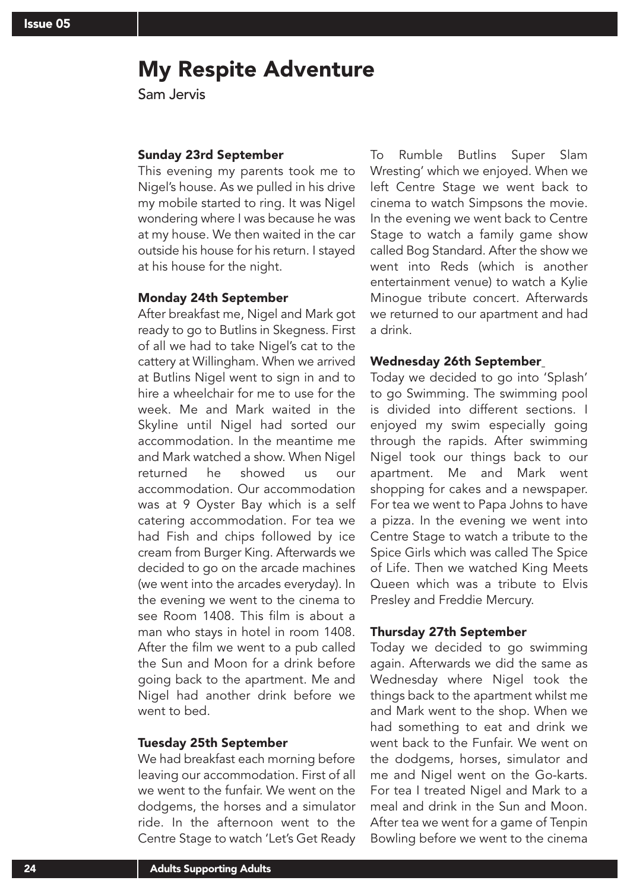# My Respite Adventure

Sam Jervis

### Sunday 23rd September

This evening my parents took me to Nigel's house. As we pulled in his drive my mobile started to ring. It was Nigel wondering where I was because he was at my house. We then waited in the car outside his house for his return. I stayed at his house for the night.

### Monday 24th September

After breakfast me, Nigel and Mark got ready to go to Butlins in Skegness. First of all we had to take Nigel's cat to the cattery at Willingham. When we arrived at Butlins Nigel went to sign in and to hire a wheelchair for me to use for the week. Me and Mark waited in the Skyline until Nigel had sorted our accommodation. In the meantime me and Mark watched a show. When Nigel returned he showed us our accommodation. Our accommodation was at 9 Oyster Bay which is a self catering accommodation. For tea we had Fish and chips followed by ice cream from Burger King. Afterwards we decided to go on the arcade machines (we went into the arcades everyday). In the evening we went to the cinema to see Room 1408. This film is about a man who stays in hotel in room 1408. After the film we went to a pub called the Sun and Moon for a drink before going back to the apartment. Me and Nigel had another drink before we went to bed.

### Tuesday 25th September

We had breakfast each morning before leaving our accommodation. First of all we went to the funfair. We went on the dodgems, the horses and a simulator ride. In the afternoon went to the Centre Stage to watch 'Let's Get Ready To Rumble Butlins Super Slam Wresting' which we enjoyed. When we left Centre Stage we went back to cinema to watch Simpsons the movie. In the evening we went back to Centre Stage to watch a family game show called Bog Standard. After the show we went into Reds (which is another entertainment venue) to watch a Kylie Minogue tribute concert. Afterwards we returned to our apartment and had a drink.

### Wednesday 26th September

Today we decided to go into 'Splash' to go Swimming. The swimming pool is divided into different sections. I enjoyed my swim especially going through the rapids. After swimming Nigel took our things back to our apartment. Me and Mark went shopping for cakes and a newspaper. For tea we went to Papa Johns to have a pizza. In the evening we went into Centre Stage to watch a tribute to the Spice Girls which was called The Spice of Life. Then we watched King Meets Queen which was a tribute to Elvis Presley and Freddie Mercury.

### Thursday 27th September

Today we decided to go swimming again. Afterwards we did the same as Wednesday where Nigel took the things back to the apartment whilst me and Mark went to the shop. When we had something to eat and drink we went back to the Funfair. We went on the dodgems, horses, simulator and me and Nigel went on the Go-karts. For tea I treated Nigel and Mark to a meal and drink in the Sun and Moon. After tea we went for a game of Tenpin Bowling before we went to the cinema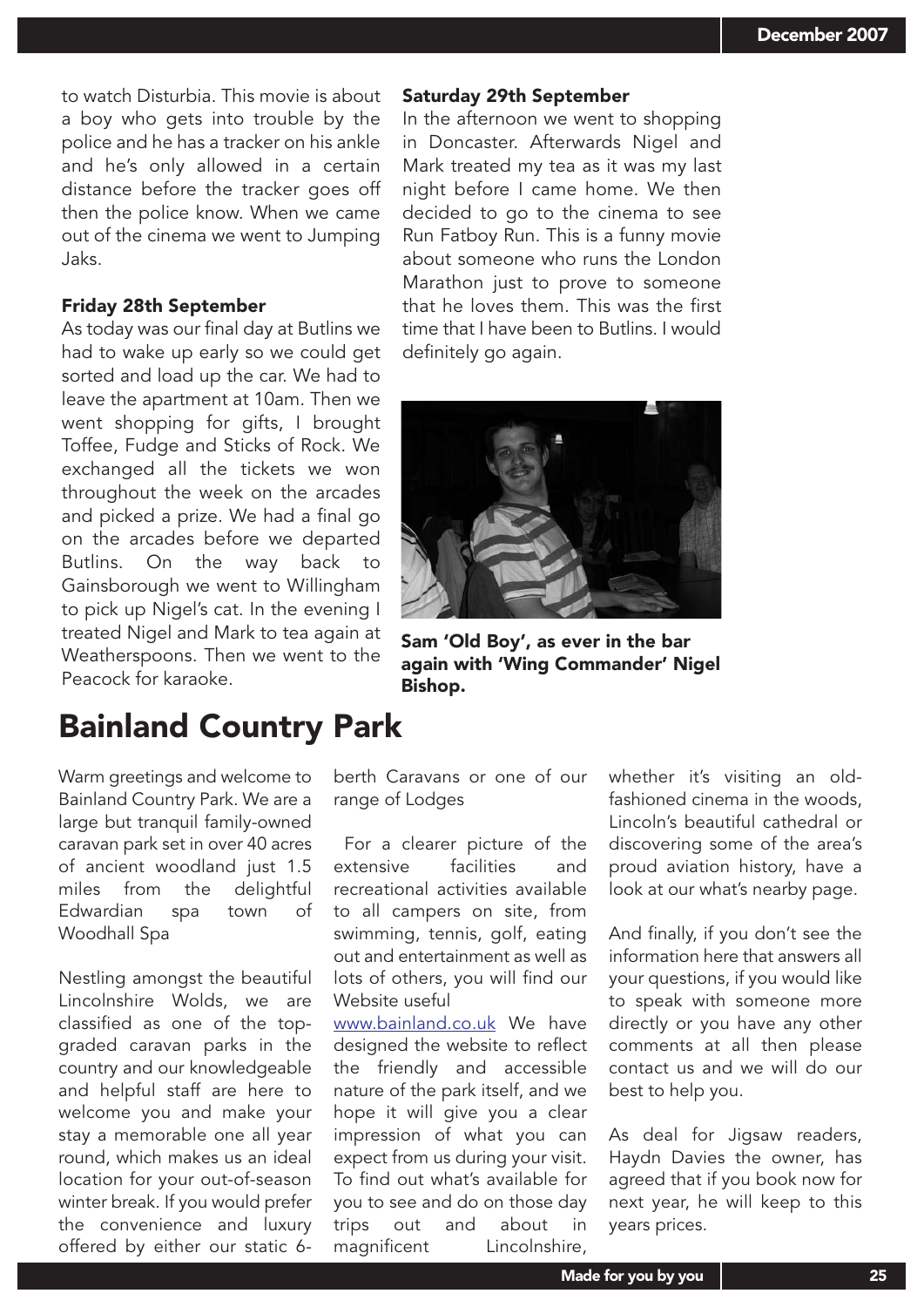to watch Disturbia. This movie is about a boy who gets into trouble by the police and he has a tracker on his ankle and he's only allowed in a certain distance before the tracker goes off then the police know. When we came out of the cinema we went to Jumping Jaks.

**Friday 28th September**

As today was our final day at Butlins we had to wake up early so we could get sorted and load up the car. We had to leave the apartment at 10am. Then we went shopping for gifts, I brought Toffee, Fudge and Sticks of Rock. We exchanged all the tickets we won throughout the week on the arcades and picked a prize. We had a final go on the arcades before we departed Butlins. On the way back to Gainsborough we went to Willingham to pick up Nigel's cat. In the evening I treated Nigel and Mark to tea again at Weatherspoons. Then we went to the Peacock for karaoke.

**Saturday 29th September**

In the afternoon we went to shopping in Doncaster. Afterwards Nigel and Mark treated my tea as it was my last night before I came home. We then decided to go to the cinema to see Run Fatboy Run. This is a funny movie about someone who runs the London Marathon just to prove to someone that he loves them. This was the first time that I have been to Butlins. I would definitely go again.

**Sam 'Old Boy', as ever in the bar again with 'Wing Commander' Nigel Bishop.**

# Bainland Country Park

Warm greetings and welcome to Bainland Country Park. We are a large but tranquil family-owned caravan park set in over 40 acres of ancient woodland just 1.5 miles from the delightful Edwardian spa town of Woodhall Spa

Nestling amongst the beautiful Lincolnshire Wolds, we are classified as one of the top-graded caravan parks in the country and our knowledgeable and helpful staff are here to welcome you and make your stay a memorable one all year round, which makes us an ideal location for your out-of-season winter break. If you would prefer the convenience and luxury offered by either our static 6-berth Caravans or one of our range of Lodges

For a clearer picture of the extensive facilities and recreational activities available to all campers on site, from swimming, tennis, golf, eating out and entertainment as well as lots of others, you will find our Website useful

www.bainland.co.uk We have designed the website to reflect the friendly and accessible nature of the park itself, and we hope it will give you a clear impression of what you can expect from us during your visit. To find out what's available for you to see and do on those day trips out and about in magnificent Lincolnshire, whether it's visiting an old-fashioned cinema in the woods, Lincoln's beautiful cathedral or discovering some of the area's proud aviation history, have a look at our what's nearby page.

And finally, if you don't see the information here that answers all your questions, if you would like to speak with someone more directly or you have any other comments at all then please contact us and we will do our best to help you.

As deal for Jigsaw readers, Haydn Davies the owner, has agreed that if you book now for next year, he will keep to this years prices.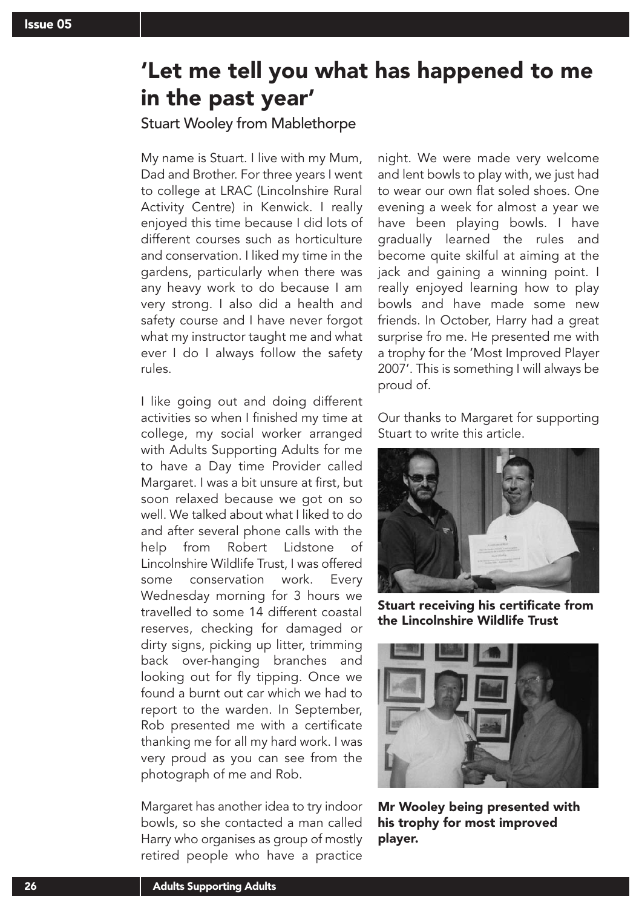# 'Let me tell you what has happened to me in the past year'

Stuart Wooley from Mablethorpe

My name is Stuart. I live with my Mum, Dad and Brother. For three years I went to college at LRAC (Lincolnshire Rural Activity Centre) in Kenwick. I really enjoyed this time because I did lots of different courses such as horticulture and conservation. I liked my time in the gardens, particularly when there was any heavy work to do because I am very strong. I also did a health and safety course and I have never forgot what my instructor taught me and what ever I do I always follow the safety rules.

I like going out and doing different activities so when I finished my time at college, my social worker arranged with Adults Supporting Adults for me to have a Day time Provider called Margaret. I was a bit unsure at first, but soon relaxed because we got on so well. We talked about what I liked to do and after several phone calls with the help from Robert Lidstone of Lincolnshire Wildlife Trust, I was offered some conservation work. Every Wednesday morning for 3 hours we travelled to some 14 different coastal reserves, checking for damaged or dirty signs, picking up litter, trimming back over-hanging branches and looking out for fly tipping. Once we found a burnt out car which we had to report to the warden. In September, Rob presented me with a certificate thanking me for all my hard work. I was very proud as you can see from the photograph of me and Rob.

Margaret has another idea to try indoor bowls, so she contacted a man called Harry who organises as group of mostly retired people who have a practice night. We were made very welcome and lent bowls to play with, we just had to wear our own flat soled shoes. One evening a week for almost a year we have been playing bowls. I have gradually learned the rules and become quite skilful at aiming at the jack and gaining a winning point. I really enjoyed learning how to play bowls and have made some new friends. In October, Harry had a great surprise fro me. He presented me with a trophy for the 'Most Improved Player 2007'. This is something I will always be proud of.

Our thanks to Margaret for supporting Stuart to write this article.

**Stuart receiving his certificate from the Lincolnshire Wildlife Trust**

**Mr Wooley being presented with his trophy for most improved player.**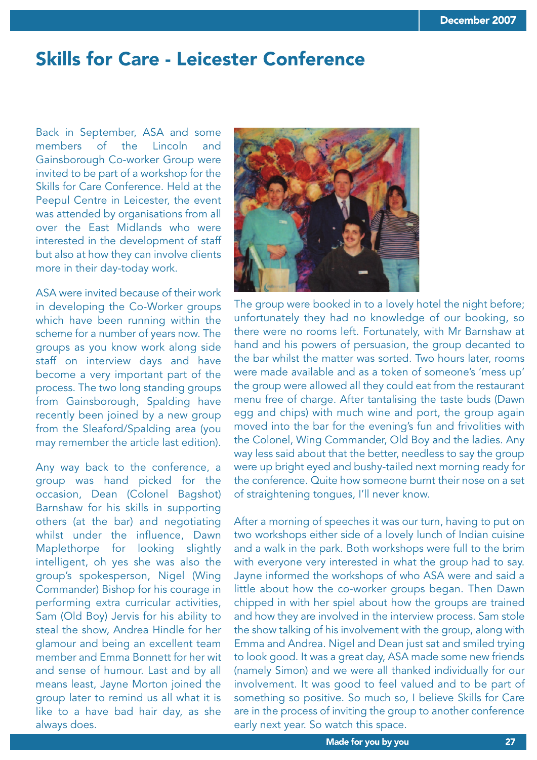# Skills for Care - Leicester Conference

Back in September, ASA and some members of the Lincoln and Gainsborough Co-worker Group were invited to be part of a workshop for the Skills for Care Conference. Held at the Peepul Centre in Leicester, the event was attended by organisations from all over the East Midlands who were interested in the development of staff but also at how they can involve clients more in their day-today work.

ASA were invited because of their work in developing the Co-Worker groups which have been running within the scheme for a number of years now. The groups as you know work along side staff on interview days and have become a very important part of the process. The two long standing groups from Gainsborough, Spalding have recently been joined by a new group from the Sleaford/Spalding area (you may remember the article last edition).

Any way back to the conference, a group was hand picked for the occasion, Dean (Colonel Bagshot) Barnshaw for his skills in supporting others (at the bar) and negotiating whilst under the influence, Dawn Maplethorpe for looking slightly intelligent, oh yes she was also the group's spokesperson, Nigel (Wing Commander) Bishop for his courage in performing extra curricular activities, Sam (Old Boy) Jervis for his ability to steal the show, Andrea Hindle for her glamour and being an excellent team member and Emma Bonnett for her wit and sense of humour. Last and by all means least, Jayne Morton joined the group later to remind us all what it is like to a have bad hair day, as she always does.

The group were booked in to a lovely hotel the night before; unfortunately they had no knowledge of our booking, so there were no rooms left. Fortunately, with Mr Barnshaw at hand and his powers of persuasion, the group decanted to the bar whilst the matter was sorted. Two hours later, rooms were made available and as a token of someone's 'mess up' the group were allowed all they could eat from the restaurant menu free of charge. After tantalising the taste buds (Dawn egg and chips) with much wine and port, the group again moved into the bar for the evening's fun and frivolities with the Colonel, Wing Commander, Old Boy and the ladies. Any way less said about that the better, needless to say the group were up bright eyed and bushy-tailed next morning ready for the conference. Quite how someone burnt their nose on a set of straightening tongues, I'll never know.

After a morning of speeches it was our turn, having to put on two workshops either side of a lovely lunch of Indian cuisine and a walk in the park. Both workshops were full to the brim with everyone very interested in what the group had to say. Jayne informed the workshops of who ASA were and said a little about how the co-worker groups began. Then Dawn chipped in with her spiel about how the groups are trained and how they are involved in the interview process. Sam stole the show talking of his involvement with the group, along with Emma and Andrea. Nigel and Dean just sat and smiled trying to look good. It was a great day, ASA made some new friends (namely Simon) and we were all thanked individually for our involvement. It was good to feel valued and to be part of something so positive. So much so, I believe Skills for Care are in the process of inviting the group to another conference early next year. So watch this space.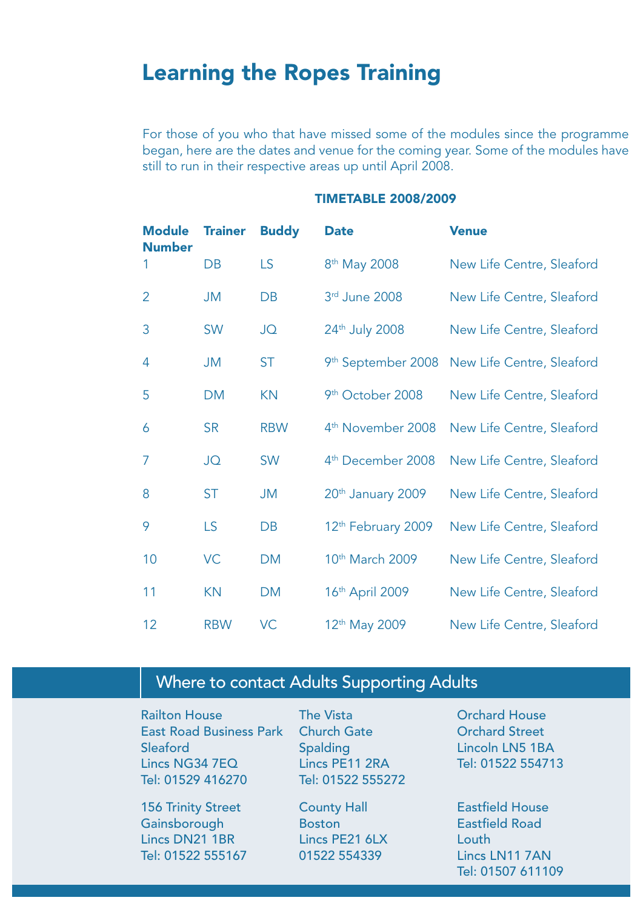# Learning the Ropes Training

For those of you who that have missed some of the modules since the programme began, here are the dates and venue for the coming year. Some of the modules have still to run in their respective areas up until April 2008.

**TIMETABLE 2008/2009**

| Module Number | Trainer | Buddy | Date | Venue |
|---|---|---|---|---|
| 1 | DB | LS | 8th May 2008 | New Life Centre, Sleaford |
| 2 | JM | DB | 3rd June 2008 | New Life Centre, Sleaford |
| 3 | SW | JQ | 24th July 2008 | New Life Centre, Sleaford |
| 4 | JM | ST | 9th September 2008 | New Life Centre, Sleaford |
| 5 | DM | KN | 9th October 2008 | New Life Centre, Sleaford |
| 6 | SR | RBW | 4th November 2008 | New Life Centre, Sleaford |
| 7 | JQ | SW | 4th December 2008 | New Life Centre, Sleaford |
| 8 | ST | JM | 20th January 2009 | New Life Centre, Sleaford |
| 9 | LS | DB | 12th February 2009 | New Life Centre, Sleaford |
| 10 | VC | DM | 10th March 2009 | New Life Centre, Sleaford |
| 11 | KN | DM | 16th April 2009 | New Life Centre, Sleaford |
| 12 | RBW | VC | 12th May 2009 | New Life Centre, Sleaford |

## Where to contact Adults Supporting Adults

Railton House
East Road Business Park
Sleaford
Lincs NG34 7EQ
Tel: 01529 416270

The Vista
Church Gate
Spalding
Lincs PE11 2RA
Tel: 01522 555272

Orchard House
Orchard Street
Lincoln LN5 1BA
Tel: 01522 554713

156 Trinity Street
Gainsborough
Lincs DN21 1BR
Tel: 01522 555167

County Hall
Boston
Lincs PE21 6LX
01522 554339

Eastfield House
Eastfield Road
Louth
Lincs LN11 7AN
Tel: 01507 611109